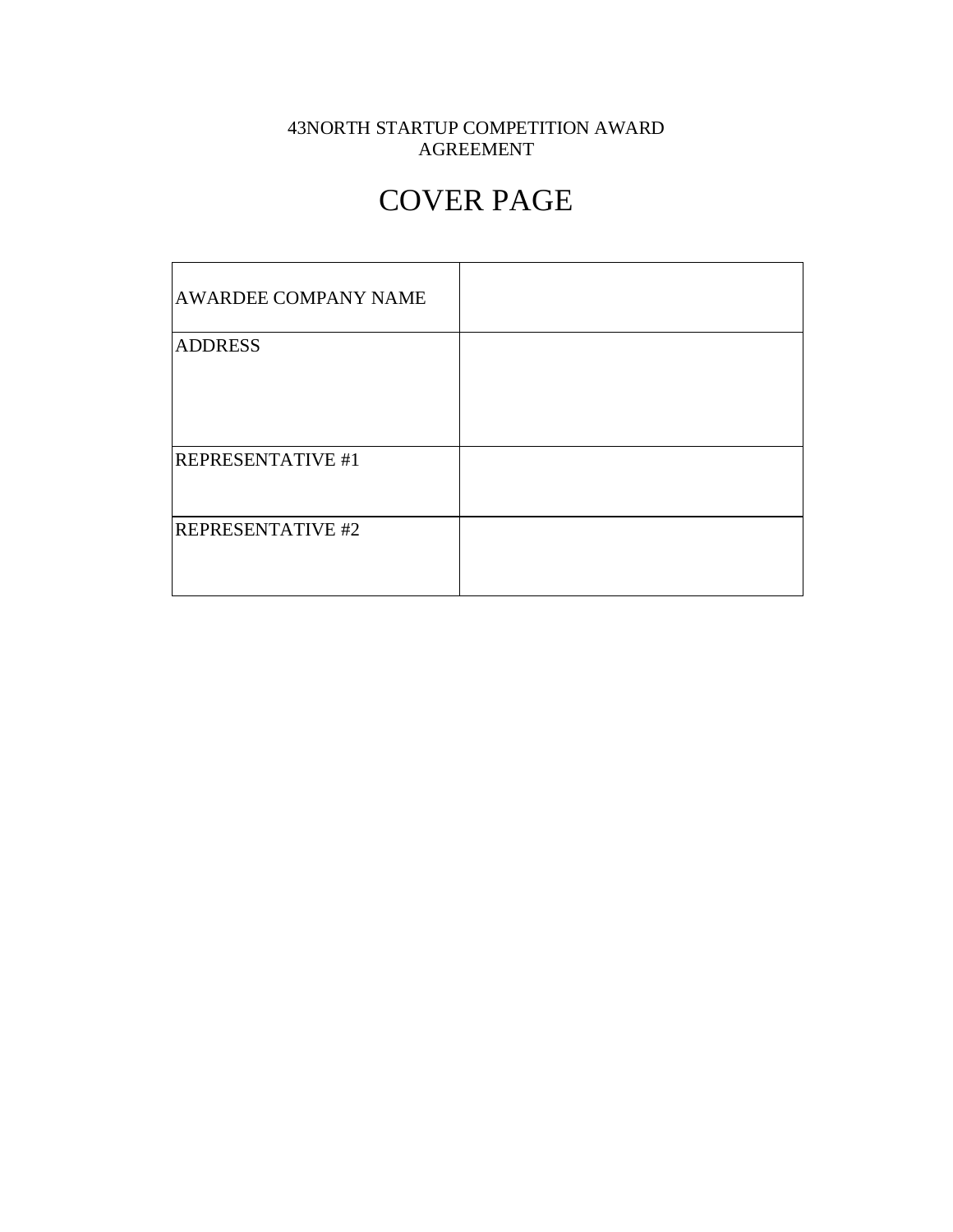43NORTH STARTUP COMPETITION AWARD AGREEMENT

# COVER PAGE

| | |
|---|---|
| AWARDEE COMPANY NAME | |
| ADDRESS | |
| REPRESENTATIVE #1 | |
| REPRESENTATIVE #2 | |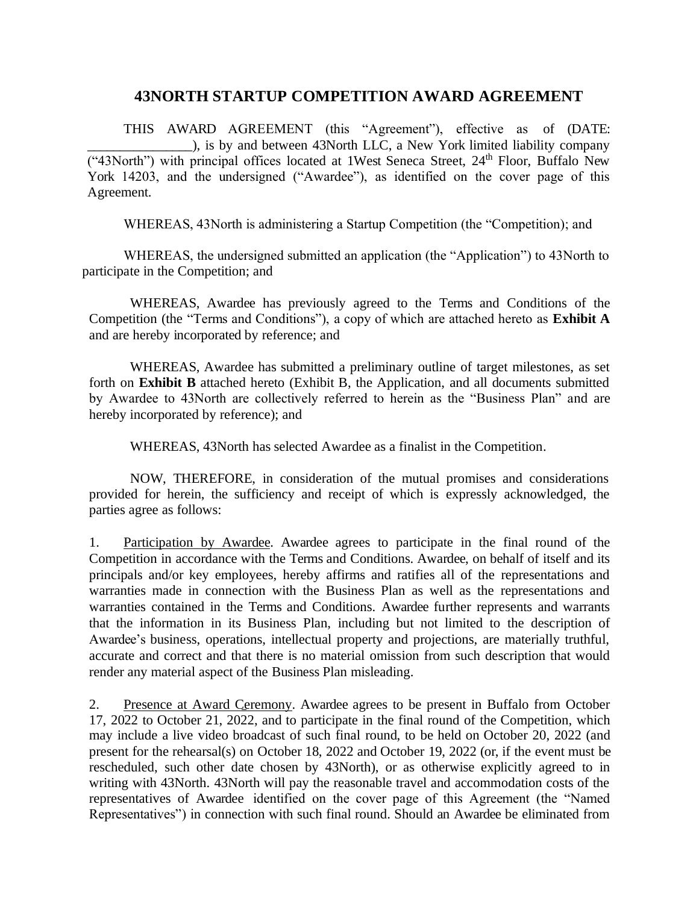# 43NORTH STARTUP COMPETITION AWARD AGREEMENT

THIS AWARD AGREEMENT (this "Agreement"), effective as of (DATE: _______________), is by and between 43North LLC, a New York limited liability company ("43North") with principal offices located at 1West Seneca Street, 24th Floor, Buffalo New York 14203, and the undersigned ("Awardee"), as identified on the cover page of this Agreement.

WHEREAS, 43North is administering a Startup Competition (the "Competition); and

WHEREAS, the undersigned submitted an application (the "Application") to 43North to participate in the Competition; and

WHEREAS, Awardee has previously agreed to the Terms and Conditions of the Competition (the "Terms and Conditions"), a copy of which are attached hereto as **Exhibit A** and are hereby incorporated by reference; and

WHEREAS, Awardee has submitted a preliminary outline of target milestones, as set forth on **Exhibit B** attached hereto (Exhibit B, the Application, and all documents submitted by Awardee to 43North are collectively referred to herein as the "Business Plan" and are hereby incorporated by reference); and

WHEREAS, 43North has selected Awardee as a finalist in the Competition.

NOW, THEREFORE, in consideration of the mutual promises and considerations provided for herein, the sufficiency and receipt of which is expressly acknowledged, the parties agree as follows:

1. Participation by Awardee. Awardee agrees to participate in the final round of the Competition in accordance with the Terms and Conditions. Awardee, on behalf of itself and its principals and/or key employees, hereby affirms and ratifies all of the representations and warranties made in connection with the Business Plan as well as the representations and warranties contained in the Terms and Conditions. Awardee further represents and warrants that the information in its Business Plan, including but not limited to the description of Awardee's business, operations, intellectual property and projections, are materially truthful, accurate and correct and that there is no material omission from such description that would render any material aspect of the Business Plan misleading.

2. Presence at Award Ceremony. Awardee agrees to be present in Buffalo from October 17, 2022 to October 21, 2022, and to participate in the final round of the Competition, which may include a live video broadcast of such final round, to be held on October 20, 2022 (and present for the rehearsal(s) on October 18, 2022 and October 19, 2022 (or, if the event must be rescheduled, such other date chosen by 43North), or as otherwise explicitly agreed to in writing with 43North. 43North will pay the reasonable travel and accommodation costs of the representatives of Awardee identified on the cover page of this Agreement (the "Named Representatives") in connection with such final round. Should an Awardee be eliminated from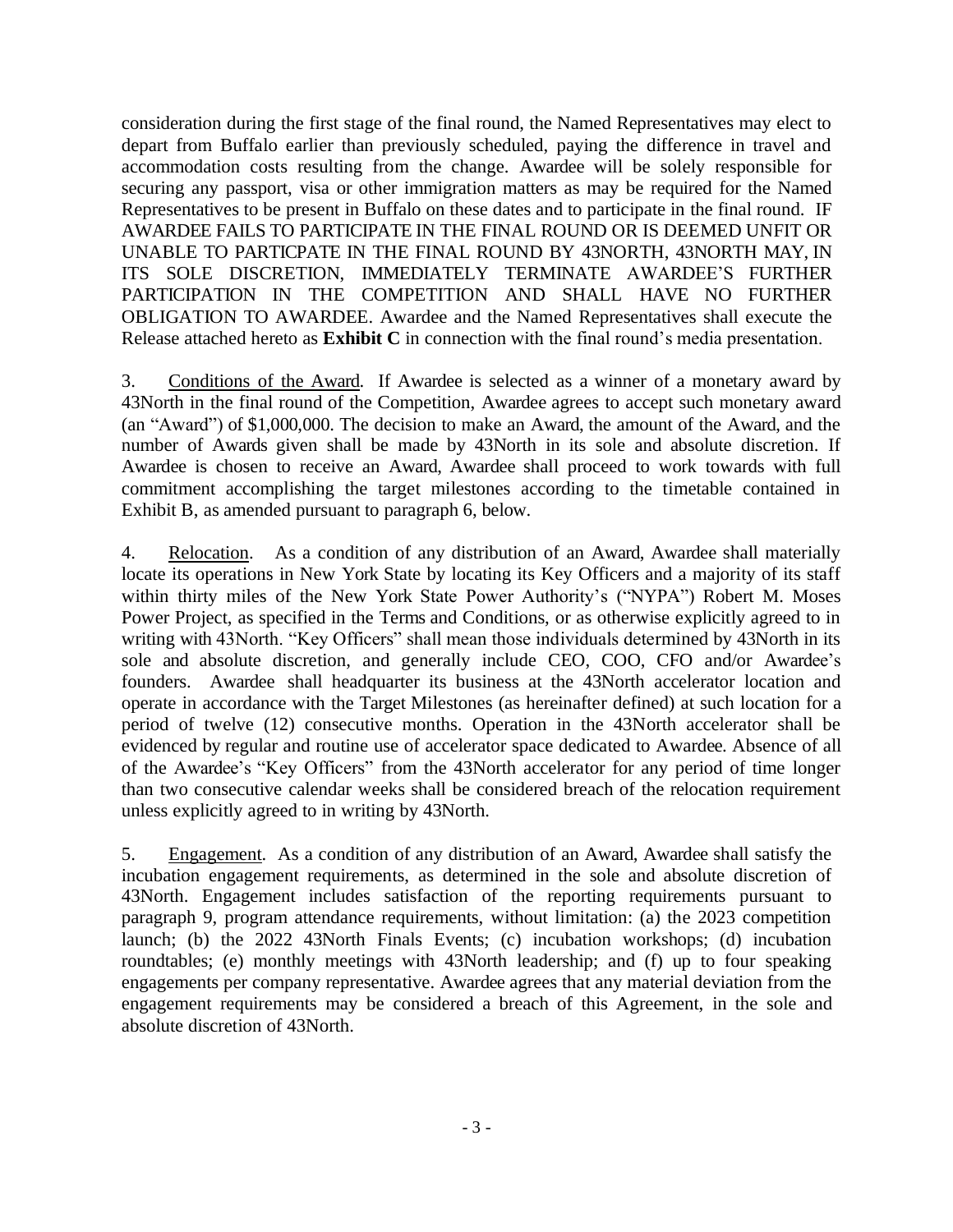consideration during the first stage of the final round, the Named Representatives may elect to depart from Buffalo earlier than previously scheduled, paying the difference in travel and accommodation costs resulting from the change. Awardee will be solely responsible for securing any passport, visa or other immigration matters as may be required for the Named Representatives to be present in Buffalo on these dates and to participate in the final round. IF AWARDEE FAILS TO PARTICIPATE IN THE FINAL ROUND OR IS DEEMED UNFIT OR UNABLE TO PARTICPATE IN THE FINAL ROUND BY 43NORTH, 43NORTH MAY, IN ITS SOLE DISCRETION, IMMEDIATELY TERMINATE AWARDEE'S FURTHER PARTICIPATION IN THE COMPETITION AND SHALL HAVE NO FURTHER OBLIGATION TO AWARDEE. Awardee and the Named Representatives shall execute the Release attached hereto as **Exhibit C** in connection with the final round's media presentation.

3. Conditions of the Award. If Awardee is selected as a winner of a monetary award by 43North in the final round of the Competition, Awardee agrees to accept such monetary award (an "Award") of $1,000,000. The decision to make an Award, the amount of the Award, and the number of Awards given shall be made by 43North in its sole and absolute discretion. If Awardee is chosen to receive an Award, Awardee shall proceed to work towards with full commitment accomplishing the target milestones according to the timetable contained in Exhibit B, as amended pursuant to paragraph 6, below.

4. Relocation. As a condition of any distribution of an Award, Awardee shall materially locate its operations in New York State by locating its Key Officers and a majority of its staff within thirty miles of the New York State Power Authority's ("NYPA") Robert M. Moses Power Project, as specified in the Terms and Conditions, or as otherwise explicitly agreed to in writing with 43North. "Key Officers" shall mean those individuals determined by 43North in its sole and absolute discretion, and generally include CEO, COO, CFO and/or Awardee's founders. Awardee shall headquarter its business at the 43North accelerator location and operate in accordance with the Target Milestones (as hereinafter defined) at such location for a period of twelve (12) consecutive months. Operation in the 43North accelerator shall be evidenced by regular and routine use of accelerator space dedicated to Awardee. Absence of all of the Awardee's "Key Officers" from the 43North accelerator for any period of time longer than two consecutive calendar weeks shall be considered breach of the relocation requirement unless explicitly agreed to in writing by 43North.

5. Engagement. As a condition of any distribution of an Award, Awardee shall satisfy the incubation engagement requirements, as determined in the sole and absolute discretion of 43North. Engagement includes satisfaction of the reporting requirements pursuant to paragraph 9, program attendance requirements, without limitation: (a) the 2023 competition launch; (b) the 2022 43North Finals Events; (c) incubation workshops; (d) incubation roundtables; (e) monthly meetings with 43North leadership; and (f) up to four speaking engagements per company representative. Awardee agrees that any material deviation from the engagement requirements may be considered a breach of this Agreement, in the sole and absolute discretion of 43North.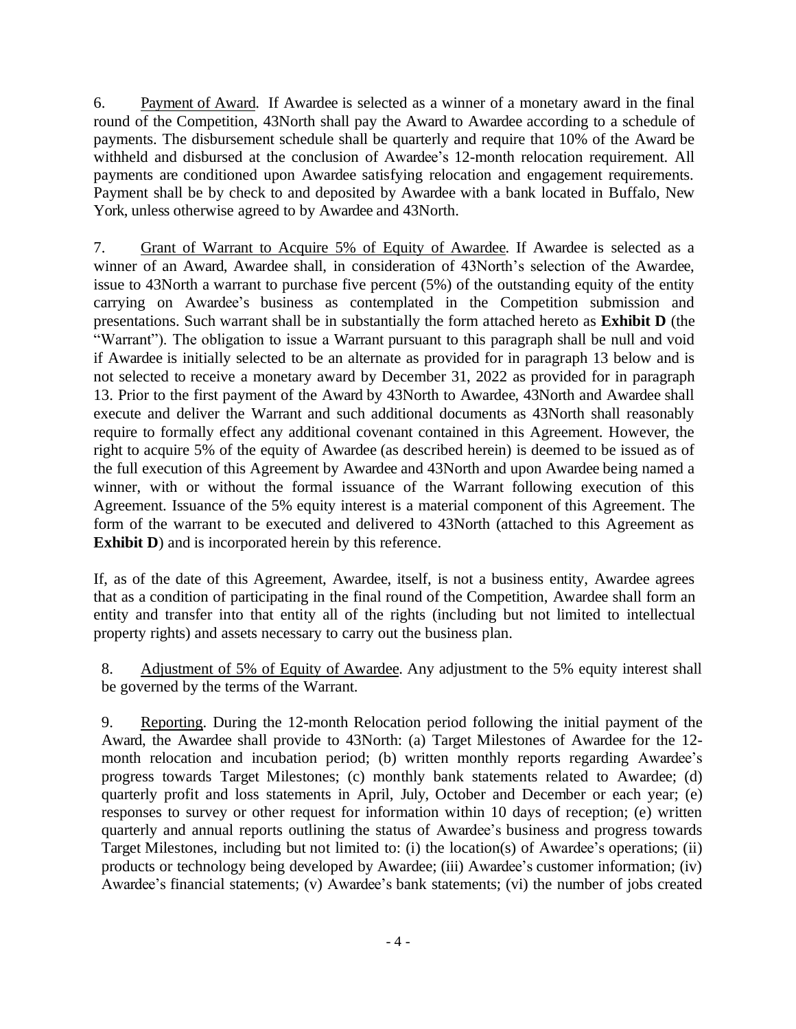6. Payment of Award. If Awardee is selected as a winner of a monetary award in the final round of the Competition, 43North shall pay the Award to Awardee according to a schedule of payments. The disbursement schedule shall be quarterly and require that 10% of the Award be withheld and disbursed at the conclusion of Awardee's 12-month relocation requirement. All payments are conditioned upon Awardee satisfying relocation and engagement requirements. Payment shall be by check to and deposited by Awardee with a bank located in Buffalo, New York, unless otherwise agreed to by Awardee and 43North.

7. Grant of Warrant to Acquire 5% of Equity of Awardee. If Awardee is selected as a winner of an Award, Awardee shall, in consideration of 43North's selection of the Awardee, issue to 43North a warrant to purchase five percent (5%) of the outstanding equity of the entity carrying on Awardee's business as contemplated in the Competition submission and presentations. Such warrant shall be in substantially the form attached hereto as **Exhibit D** (the "Warrant"). The obligation to issue a Warrant pursuant to this paragraph shall be null and void if Awardee is initially selected to be an alternate as provided for in paragraph 13 below and is not selected to receive a monetary award by December 31, 2022 as provided for in paragraph 13. Prior to the first payment of the Award by 43North to Awardee, 43North and Awardee shall execute and deliver the Warrant and such additional documents as 43North shall reasonably require to formally effect any additional covenant contained in this Agreement. However, the right to acquire 5% of the equity of Awardee (as described herein) is deemed to be issued as of the full execution of this Agreement by Awardee and 43North and upon Awardee being named a winner, with or without the formal issuance of the Warrant following execution of this Agreement. Issuance of the 5% equity interest is a material component of this Agreement. The form of the warrant to be executed and delivered to 43North (attached to this Agreement as **Exhibit D**) and is incorporated herein by this reference.

If, as of the date of this Agreement, Awardee, itself, is not a business entity, Awardee agrees that as a condition of participating in the final round of the Competition, Awardee shall form an entity and transfer into that entity all of the rights (including but not limited to intellectual property rights) and assets necessary to carry out the business plan.

8. Adjustment of 5% of Equity of Awardee. Any adjustment to the 5% equity interest shall be governed by the terms of the Warrant.

9. Reporting. During the 12-month Relocation period following the initial payment of the Award, the Awardee shall provide to 43North: (a) Target Milestones of Awardee for the 12-month relocation and incubation period; (b) written monthly reports regarding Awardee's progress towards Target Milestones; (c) monthly bank statements related to Awardee; (d) quarterly profit and loss statements in April, July, October and December or each year; (e) responses to survey or other request for information within 10 days of reception; (e) written quarterly and annual reports outlining the status of Awardee's business and progress towards Target Milestones, including but not limited to: (i) the location(s) of Awardee's operations; (ii) products or technology being developed by Awardee; (iii) Awardee's customer information; (iv) Awardee's financial statements; (v) Awardee's bank statements; (vi) the number of jobs created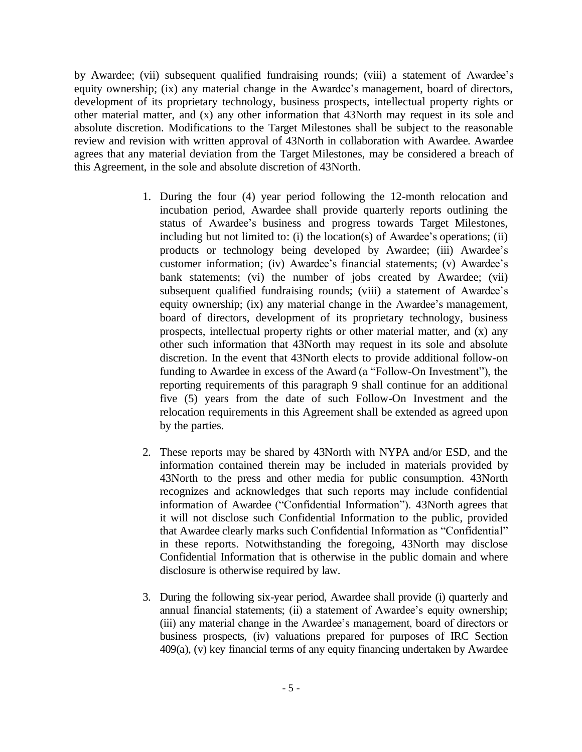by Awardee; (vii) subsequent qualified fundraising rounds; (viii) a statement of Awardee's equity ownership; (ix) any material change in the Awardee's management, board of directors, development of its proprietary technology, business prospects, intellectual property rights or other material matter, and (x) any other information that 43North may request in its sole and absolute discretion. Modifications to the Target Milestones shall be subject to the reasonable review and revision with written approval of 43North in collaboration with Awardee. Awardee agrees that any material deviation from the Target Milestones, may be considered a breach of this Agreement, in the sole and absolute discretion of 43North.

1. During the four (4) year period following the 12-month relocation and incubation period, Awardee shall provide quarterly reports outlining the status of Awardee's business and progress towards Target Milestones, including but not limited to: (i) the location(s) of Awardee's operations; (ii) products or technology being developed by Awardee; (iii) Awardee's customer information; (iv) Awardee's financial statements; (v) Awardee's bank statements; (vi) the number of jobs created by Awardee; (vii) subsequent qualified fundraising rounds; (viii) a statement of Awardee's equity ownership; (ix) any material change in the Awardee's management, board of directors, development of its proprietary technology, business prospects, intellectual property rights or other material matter, and (x) any other such information that 43North may request in its sole and absolute discretion. In the event that 43North elects to provide additional follow-on funding to Awardee in excess of the Award (a "Follow-On Investment"), the reporting requirements of this paragraph 9 shall continue for an additional five (5) years from the date of such Follow-On Investment and the relocation requirements in this Agreement shall be extended as agreed upon by the parties.

2. These reports may be shared by 43North with NYPA and/or ESD, and the information contained therein may be included in materials provided by 43North to the press and other media for public consumption. 43North recognizes and acknowledges that such reports may include confidential information of Awardee ("Confidential Information"). 43North agrees that it will not disclose such Confidential Information to the public, provided that Awardee clearly marks such Confidential Information as "Confidential" in these reports. Notwithstanding the foregoing, 43North may disclose Confidential Information that is otherwise in the public domain and where disclosure is otherwise required by law.

3. During the following six-year period, Awardee shall provide (i) quarterly and annual financial statements; (ii) a statement of Awardee's equity ownership; (iii) any material change in the Awardee's management, board of directors or business prospects, (iv) valuations prepared for purposes of IRC Section 409(a), (v) key financial terms of any equity financing undertaken by Awardee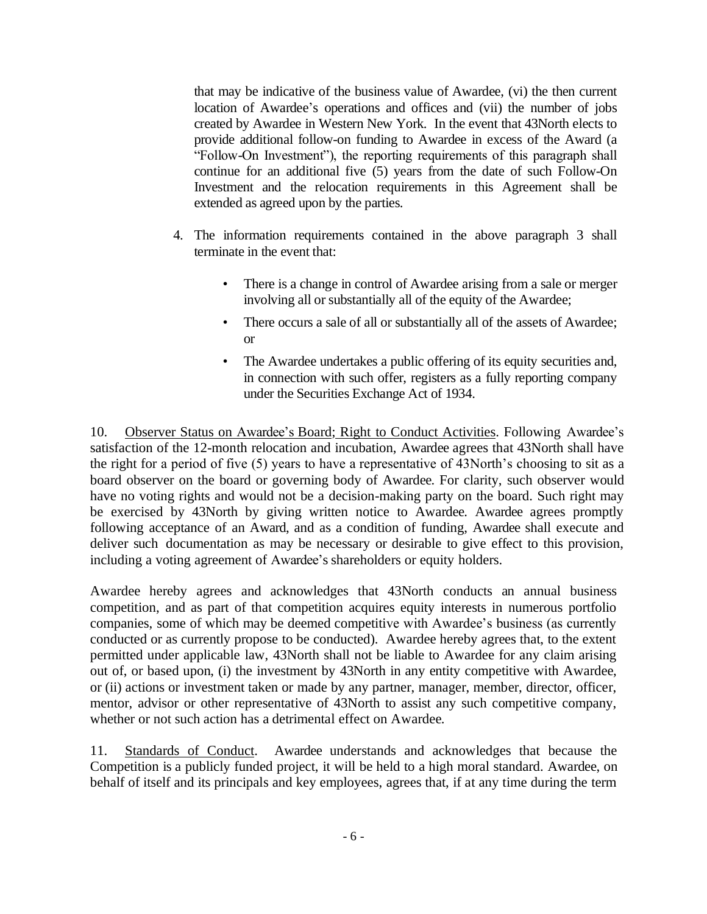that may be indicative of the business value of Awardee, (vi) the then current location of Awardee's operations and offices and (vii) the number of jobs created by Awardee in Western New York. In the event that 43North elects to provide additional follow-on funding to Awardee in excess of the Award (a "Follow-On Investment"), the reporting requirements of this paragraph shall continue for an additional five (5) years from the date of such Follow-On Investment and the relocation requirements in this Agreement shall be extended as agreed upon by the parties.

4. The information requirements contained in the above paragraph 3 shall terminate in the event that:

    - There is a change in control of Awardee arising from a sale or merger involving all or substantially all of the equity of the Awardee;
    - There occurs a sale of all or substantially all of the assets of Awardee; or
    - The Awardee undertakes a public offering of its equity securities and, in connection with such offer, registers as a fully reporting company under the Securities Exchange Act of 1934.

10. Observer Status on Awardee's Board; Right to Conduct Activities. Following Awardee's satisfaction of the 12-month relocation and incubation, Awardee agrees that 43North shall have the right for a period of five (5) years to have a representative of 43North's choosing to sit as a board observer on the board or governing body of Awardee. For clarity, such observer would have no voting rights and would not be a decision-making party on the board. Such right may be exercised by 43North by giving written notice to Awardee. Awardee agrees promptly following acceptance of an Award, and as a condition of funding, Awardee shall execute and deliver such documentation as may be necessary or desirable to give effect to this provision, including a voting agreement of Awardee's shareholders or equity holders.

Awardee hereby agrees and acknowledges that 43North conducts an annual business competition, and as part of that competition acquires equity interests in numerous portfolio companies, some of which may be deemed competitive with Awardee's business (as currently conducted or as currently propose to be conducted). Awardee hereby agrees that, to the extent permitted under applicable law, 43North shall not be liable to Awardee for any claim arising out of, or based upon, (i) the investment by 43North in any entity competitive with Awardee, or (ii) actions or investment taken or made by any partner, manager, member, director, officer, mentor, advisor or other representative of 43North to assist any such competitive company, whether or not such action has a detrimental effect on Awardee.

11. Standards of Conduct. Awardee understands and acknowledges that because the Competition is a publicly funded project, it will be held to a high moral standard. Awardee, on behalf of itself and its principals and key employees, agrees that, if at any time during the term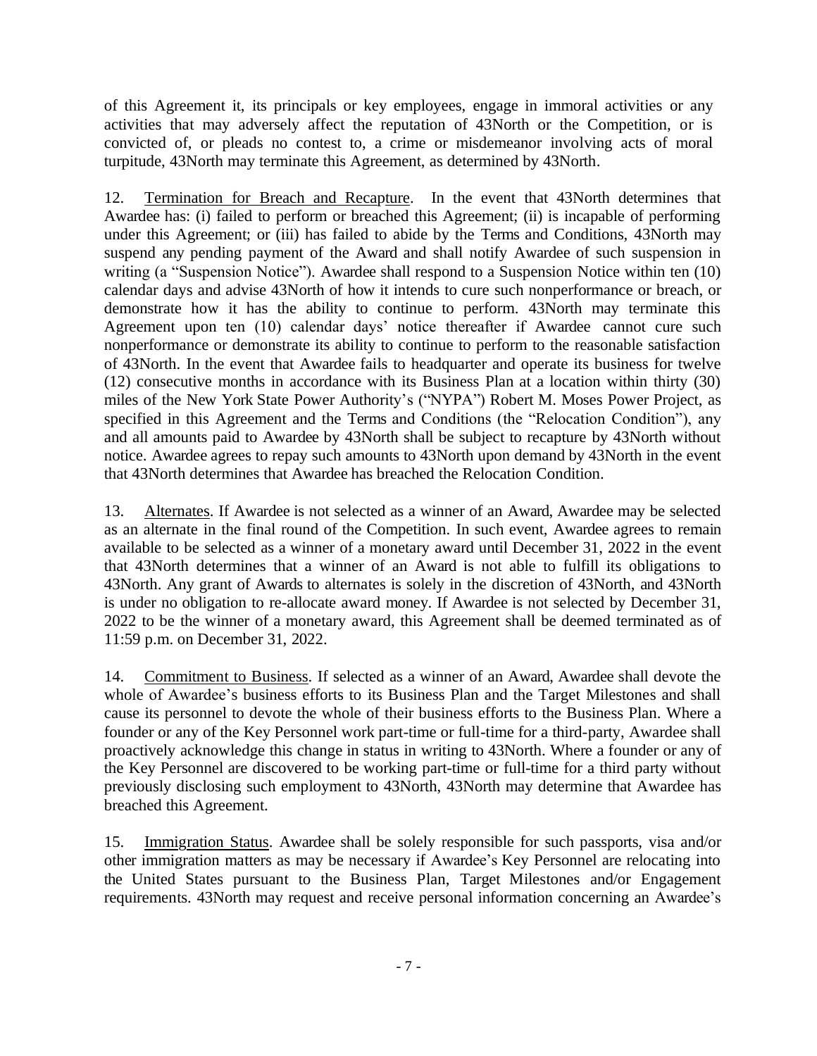of this Agreement it, its principals or key employees, engage in immoral activities or any activities that may adversely affect the reputation of 43North or the Competition, or is convicted of, or pleads no contest to, a crime or misdemeanor involving acts of moral turpitude, 43North may terminate this Agreement, as determined by 43North.

12. Termination for Breach and Recapture. In the event that 43North determines that Awardee has: (i) failed to perform or breached this Agreement; (ii) is incapable of performing under this Agreement; or (iii) has failed to abide by the Terms and Conditions, 43North may suspend any pending payment of the Award and shall notify Awardee of such suspension in writing (a "Suspension Notice"). Awardee shall respond to a Suspension Notice within ten (10) calendar days and advise 43North of how it intends to cure such nonperformance or breach, or demonstrate how it has the ability to continue to perform. 43North may terminate this Agreement upon ten (10) calendar days' notice thereafter if Awardee cannot cure such nonperformance or demonstrate its ability to continue to perform to the reasonable satisfaction of 43North. In the event that Awardee fails to headquarter and operate its business for twelve (12) consecutive months in accordance with its Business Plan at a location within thirty (30) miles of the New York State Power Authority's ("NYPA") Robert M. Moses Power Project, as specified in this Agreement and the Terms and Conditions (the "Relocation Condition"), any and all amounts paid to Awardee by 43North shall be subject to recapture by 43North without notice. Awardee agrees to repay such amounts to 43North upon demand by 43North in the event that 43North determines that Awardee has breached the Relocation Condition.

13. Alternates. If Awardee is not selected as a winner of an Award, Awardee may be selected as an alternate in the final round of the Competition. In such event, Awardee agrees to remain available to be selected as a winner of a monetary award until December 31, 2022 in the event that 43North determines that a winner of an Award is not able to fulfill its obligations to 43North. Any grant of Awards to alternates is solely in the discretion of 43North, and 43North is under no obligation to re-allocate award money. If Awardee is not selected by December 31, 2022 to be the winner of a monetary award, this Agreement shall be deemed terminated as of 11:59 p.m. on December 31, 2022.

14. Commitment to Business. If selected as a winner of an Award, Awardee shall devote the whole of Awardee's business efforts to its Business Plan and the Target Milestones and shall cause its personnel to devote the whole of their business efforts to the Business Plan. Where a founder or any of the Key Personnel work part-time or full-time for a third-party, Awardee shall proactively acknowledge this change in status in writing to 43North. Where a founder or any of the Key Personnel are discovered to be working part-time or full-time for a third party without previously disclosing such employment to 43North, 43North may determine that Awardee has breached this Agreement.

15. Immigration Status. Awardee shall be solely responsible for such passports, visa and/or other immigration matters as may be necessary if Awardee's Key Personnel are relocating into the United States pursuant to the Business Plan, Target Milestones and/or Engagement requirements. 43North may request and receive personal information concerning an Awardee's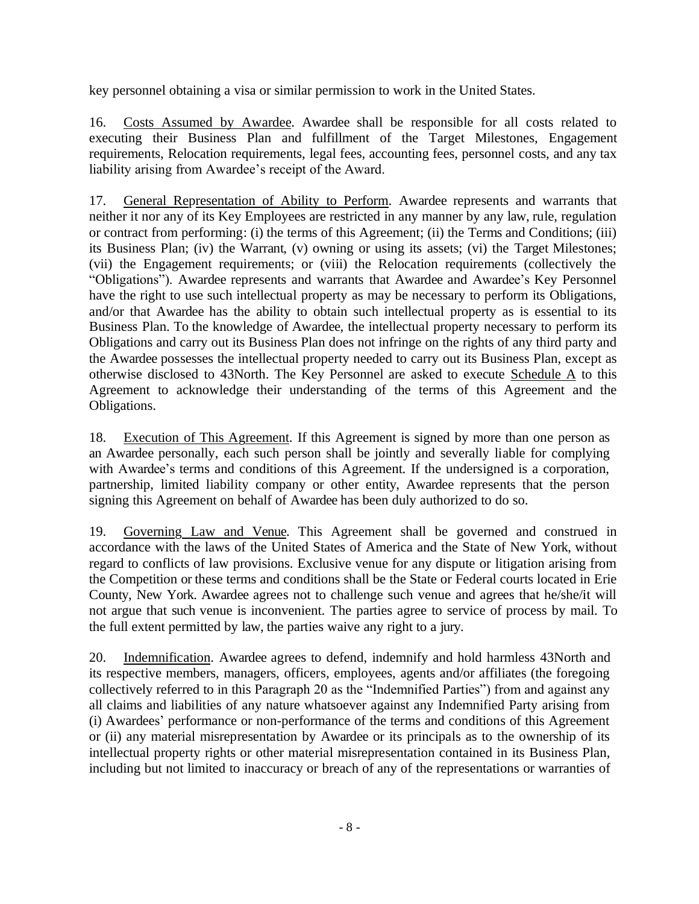key personnel obtaining a visa or similar permission to work in the United States.

16. Costs Assumed by Awardee. Awardee shall be responsible for all costs related to executing their Business Plan and fulfillment of the Target Milestones, Engagement requirements, Relocation requirements, legal fees, accounting fees, personnel costs, and any tax liability arising from Awardee's receipt of the Award.

17. General Representation of Ability to Perform. Awardee represents and warrants that neither it nor any of its Key Employees are restricted in any manner by any law, rule, regulation or contract from performing: (i) the terms of this Agreement; (ii) the Terms and Conditions; (iii) its Business Plan; (iv) the Warrant, (v) owning or using its assets; (vi) the Target Milestones; (vii) the Engagement requirements; or (viii) the Relocation requirements (collectively the "Obligations"). Awardee represents and warrants that Awardee and Awardee's Key Personnel have the right to use such intellectual property as may be necessary to perform its Obligations, and/or that Awardee has the ability to obtain such intellectual property as is essential to its Business Plan. To the knowledge of Awardee, the intellectual property necessary to perform its Obligations and carry out its Business Plan does not infringe on the rights of any third party and the Awardee possesses the intellectual property needed to carry out its Business Plan, except as otherwise disclosed to 43North. The Key Personnel are asked to execute Schedule A to this Agreement to acknowledge their understanding of the terms of this Agreement and the Obligations.

18. Execution of This Agreement. If this Agreement is signed by more than one person as an Awardee personally, each such person shall be jointly and severally liable for complying with Awardee's terms and conditions of this Agreement. If the undersigned is a corporation, partnership, limited liability company or other entity, Awardee represents that the person signing this Agreement on behalf of Awardee has been duly authorized to do so.

19. Governing Law and Venue. This Agreement shall be governed and construed in accordance with the laws of the United States of America and the State of New York, without regard to conflicts of law provisions. Exclusive venue for any dispute or litigation arising from the Competition or these terms and conditions shall be the State or Federal courts located in Erie County, New York. Awardee agrees not to challenge such venue and agrees that he/she/it will not argue that such venue is inconvenient. The parties agree to service of process by mail. To the full extent permitted by law, the parties waive any right to a jury.

20. Indemnification. Awardee agrees to defend, indemnify and hold harmless 43North and its respective members, managers, officers, employees, agents and/or affiliates (the foregoing collectively referred to in this Paragraph 20 as the "Indemnified Parties") from and against any all claims and liabilities of any nature whatsoever against any Indemnified Party arising from (i) Awardees' performance or non-performance of the terms and conditions of this Agreement or (ii) any material misrepresentation by Awardee or its principals as to the ownership of its intellectual property rights or other material misrepresentation contained in its Business Plan, including but not limited to inaccuracy or breach of any of the representations or warranties of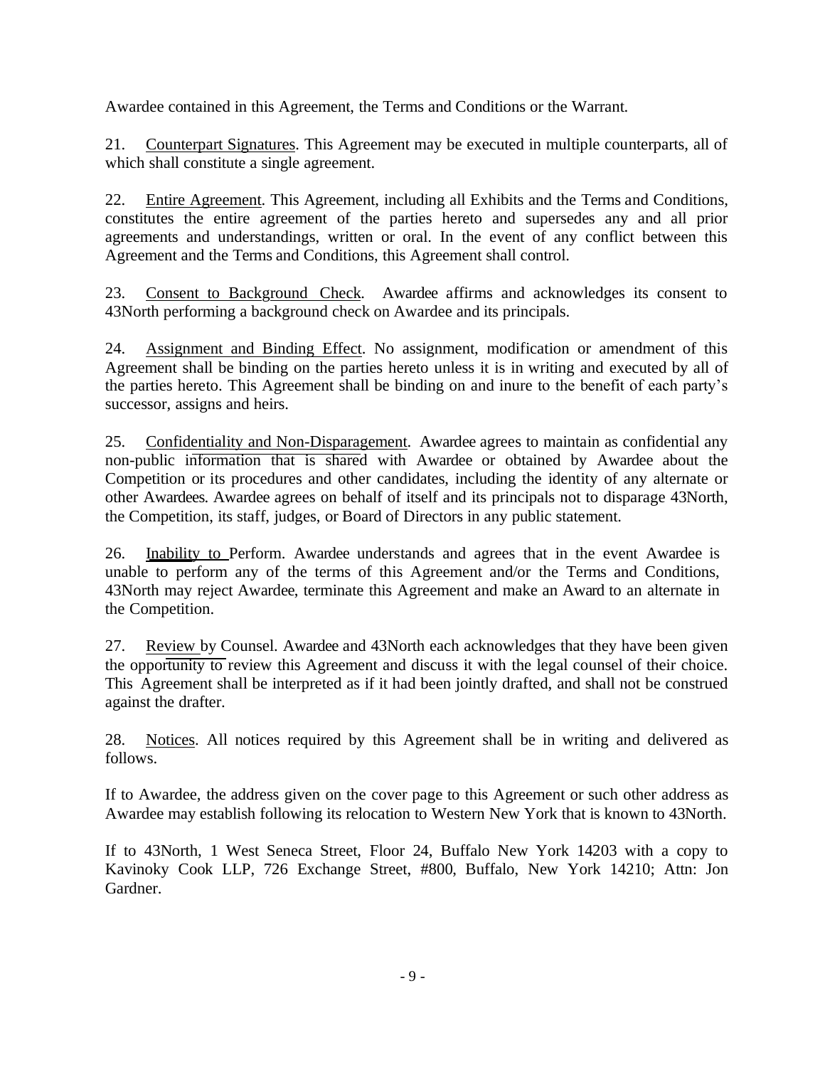Awardee contained in this Agreement, the Terms and Conditions or the Warrant.

21. Counterpart Signatures. This Agreement may be executed in multiple counterparts, all of which shall constitute a single agreement.

22. Entire Agreement. This Agreement, including all Exhibits and the Terms and Conditions, constitutes the entire agreement of the parties hereto and supersedes any and all prior agreements and understandings, written or oral. In the event of any conflict between this Agreement and the Terms and Conditions, this Agreement shall control.

23. Consent to Background Check. Awardee affirms and acknowledges its consent to 43North performing a background check on Awardee and its principals.

24. Assignment and Binding Effect. No assignment, modification or amendment of this Agreement shall be binding on the parties hereto unless it is in writing and executed by all of the parties hereto. This Agreement shall be binding on and inure to the benefit of each party's successor, assigns and heirs.

25. Confidentiality and Non-Disparagement. Awardee agrees to maintain as confidential any non-public information that is shared with Awardee or obtained by Awardee about the Competition or its procedures and other candidates, including the identity of any alternate or other Awardees. Awardee agrees on behalf of itself and its principals not to disparage 43North, the Competition, its staff, judges, or Board of Directors in any public statement.

26. Inability to Perform. Awardee understands and agrees that in the event Awardee is unable to perform any of the terms of this Agreement and/or the Terms and Conditions, 43North may reject Awardee, terminate this Agreement and make an Award to an alternate in the Competition.

27. Review by Counsel. Awardee and 43North each acknowledges that they have been given the opportunity to review this Agreement and discuss it with the legal counsel of their choice. This Agreement shall be interpreted as if it had been jointly drafted, and shall not be construed against the drafter.

28. Notices. All notices required by this Agreement shall be in writing and delivered as follows.

If to Awardee, the address given on the cover page to this Agreement or such other address as Awardee may establish following its relocation to Western New York that is known to 43North.

If to 43North, 1 West Seneca Street, Floor 24, Buffalo New York 14203 with a copy to Kavinoky Cook LLP, 726 Exchange Street, #800, Buffalo, New York 14210; Attn: Jon Gardner.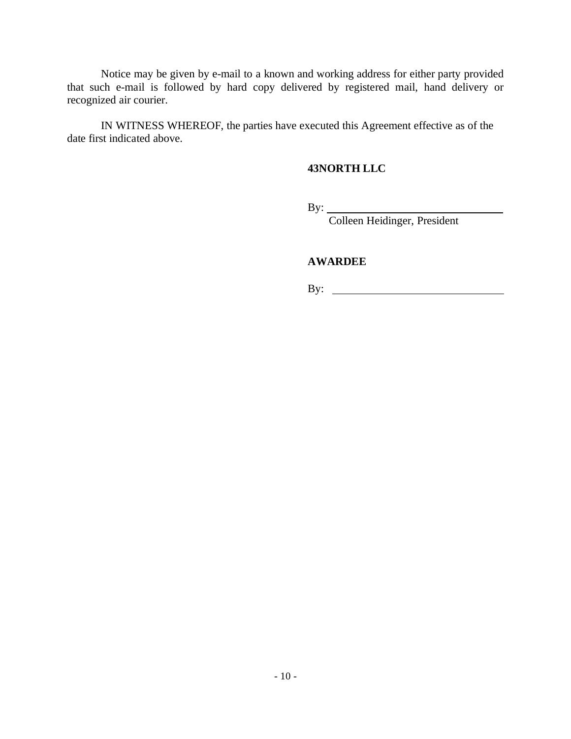Notice may be given by e-mail to a known and working address for either party provided that such e-mail is followed by hard copy delivered by registered mail, hand delivery or recognized air courier.

IN WITNESS WHEREOF, the parties have executed this Agreement effective as of the date first indicated above.

**43NORTH LLC**

By: ______________________________
Colleen Heidinger, President

**AWARDEE**

By: ______________________________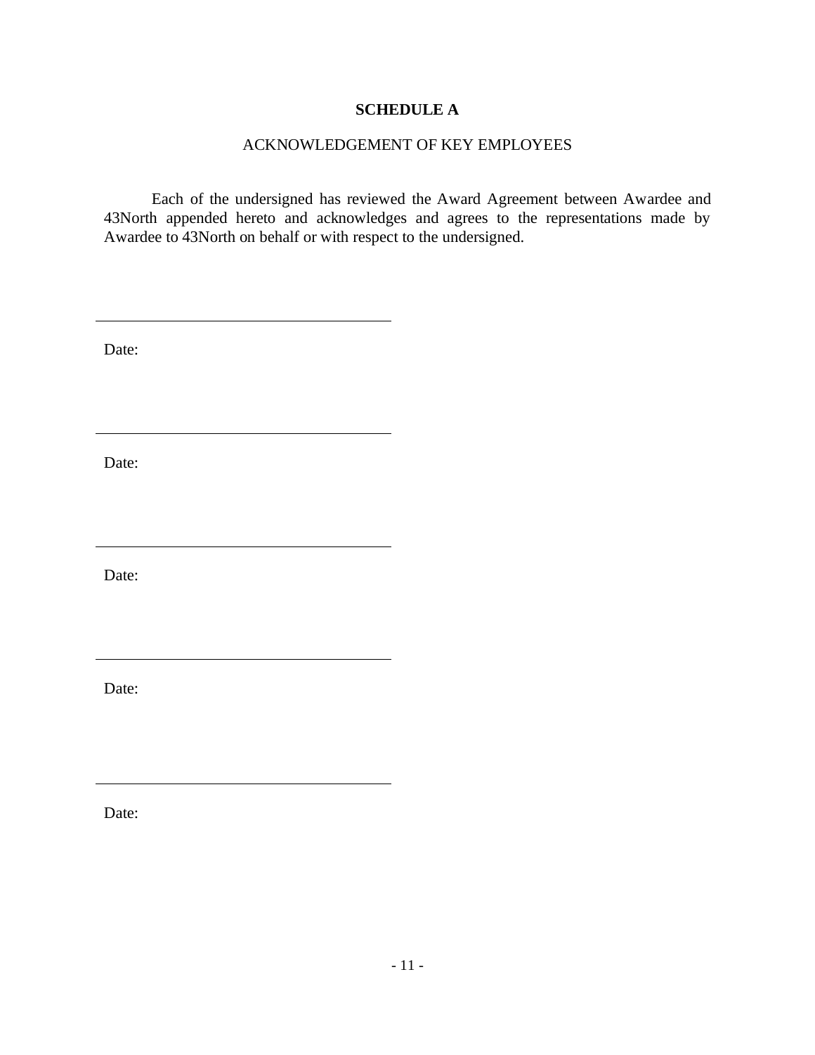# SCHEDULE A

ACKNOWLEDGEMENT OF KEY EMPLOYEES

Each of the undersigned has reviewed the Award Agreement between Awardee and 43North appended hereto and acknowledges and agrees to the representations made by Awardee to 43North on behalf or with respect to the undersigned.

\_\_\_\_\_\_\_\_\_\_\_\_\_\_\_\_\_\_\_\_\_\_\_\_\_\_\_\_\_\_\_\_\_\_\_\_

Date:

\_\_\_\_\_\_\_\_\_\_\_\_\_\_\_\_\_\_\_\_\_\_\_\_\_\_\_\_\_\_\_\_\_\_\_\_

Date:

\_\_\_\_\_\_\_\_\_\_\_\_\_\_\_\_\_\_\_\_\_\_\_\_\_\_\_\_\_\_\_\_\_\_\_\_

Date:

\_\_\_\_\_\_\_\_\_\_\_\_\_\_\_\_\_\_\_\_\_\_\_\_\_\_\_\_\_\_\_\_\_\_\_\_

Date:

\_\_\_\_\_\_\_\_\_\_\_\_\_\_\_\_\_\_\_\_\_\_\_\_\_\_\_\_\_\_\_\_\_\_\_\_

Date: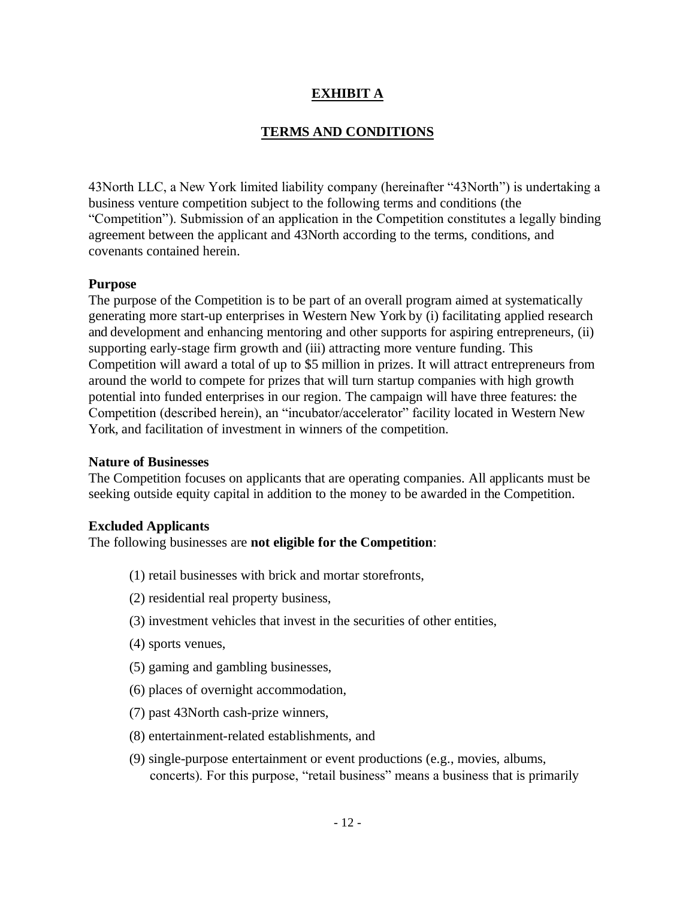# EXHIBIT A

## TERMS AND CONDITIONS

43North LLC, a New York limited liability company (hereinafter "43North") is undertaking a business venture competition subject to the following terms and conditions (the "Competition"). Submission of an application in the Competition constitutes a legally binding agreement between the applicant and 43North according to the terms, conditions, and covenants contained herein.

**Purpose**

The purpose of the Competition is to be part of an overall program aimed at systematically generating more start-up enterprises in Western New York by (i) facilitating applied research and development and enhancing mentoring and other supports for aspiring entrepreneurs, (ii) supporting early-stage firm growth and (iii) attracting more venture funding. This Competition will award a total of up to $5 million in prizes. It will attract entrepreneurs from around the world to compete for prizes that will turn startup companies with high growth potential into funded enterprises in our region. The campaign will have three features: the Competition (described herein), an "incubator/accelerator" facility located in Western New York, and facilitation of investment in winners of the competition.

**Nature of Businesses**

The Competition focuses on applicants that are operating companies. All applicants must be seeking outside equity capital in addition to the money to be awarded in the Competition.

**Excluded Applicants**

The following businesses are **not eligible for the Competition**:

(1) retail businesses with brick and mortar storefronts,

(2) residential real property business,

(3) investment vehicles that invest in the securities of other entities,

(4) sports venues,

(5) gaming and gambling businesses,

(6) places of overnight accommodation,

(7) past 43North cash-prize winners,

(8) entertainment-related establishments, and

(9) single-purpose entertainment or event productions (e.g., movies, albums, concerts). For this purpose, "retail business" means a business that is primarily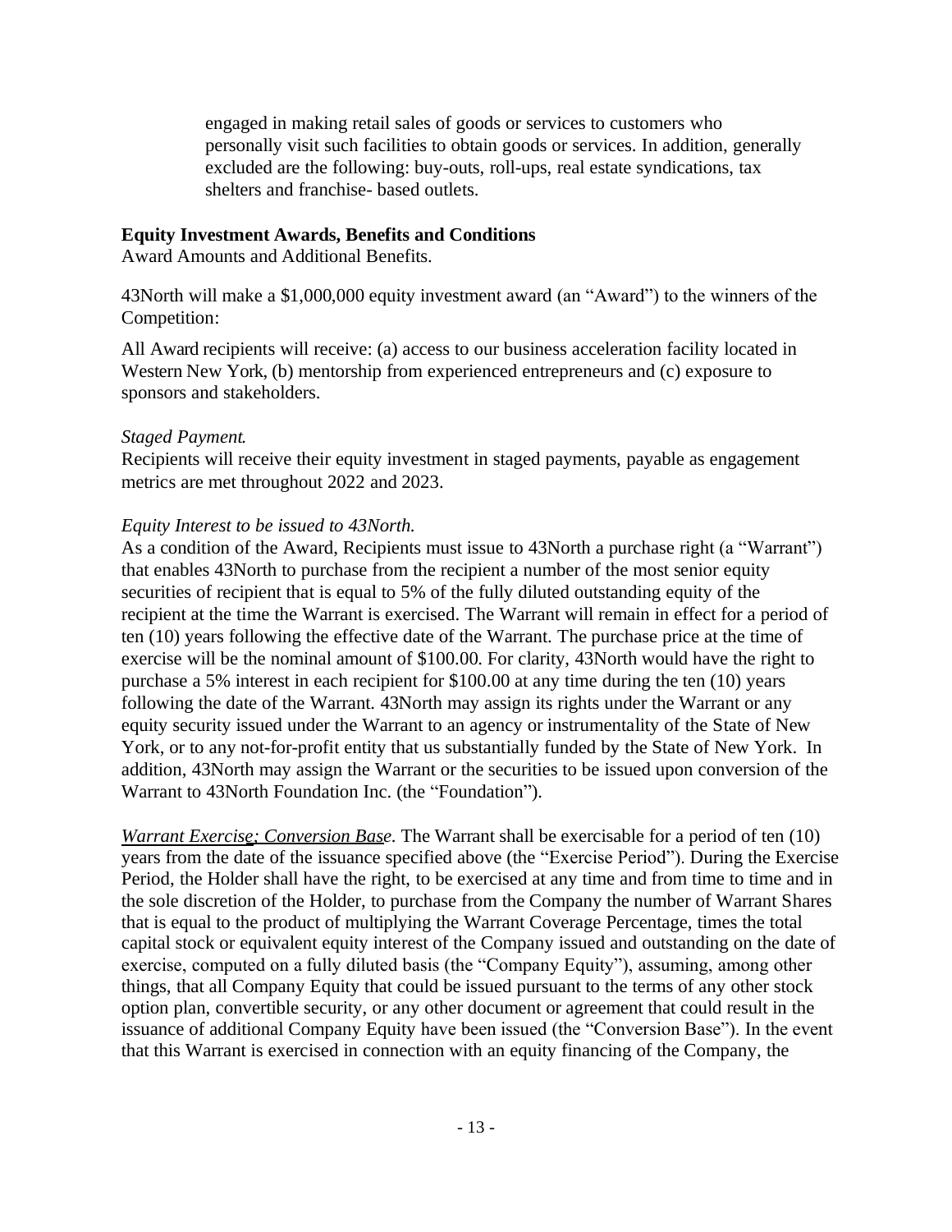engaged in making retail sales of goods or services to customers who personally visit such facilities to obtain goods or services. In addition, generally excluded are the following: buy-outs, roll-ups, real estate syndications, tax shelters and franchise- based outlets.

**Equity Investment Awards, Benefits and Conditions**

Award Amounts and Additional Benefits.

43North will make a $1,000,000 equity investment award (an "Award") to the winners of the Competition:

All Award recipients will receive: (a) access to our business acceleration facility located in Western New York, (b) mentorship from experienced entrepreneurs and (c) exposure to sponsors and stakeholders.

*Staged Payment.*

Recipients will receive their equity investment in staged payments, payable as engagement metrics are met throughout 2022 and 2023.

*Equity Interest to be issued to 43North.*

As a condition of the Award, Recipients must issue to 43North a purchase right (a "Warrant") that enables 43North to purchase from the recipient a number of the most senior equity securities of recipient that is equal to 5% of the fully diluted outstanding equity of the recipient at the time the Warrant is exercised. The Warrant will remain in effect for a period of ten (10) years following the effective date of the Warrant. The purchase price at the time of exercise will be the nominal amount of $100.00. For clarity, 43North would have the right to purchase a 5% interest in each recipient for $100.00 at any time during the ten (10) years following the date of the Warrant. 43North may assign its rights under the Warrant or any equity security issued under the Warrant to an agency or instrumentality of the State of New York, or to any not-for-profit entity that us substantially funded by the State of New York. In addition, 43North may assign the Warrant or the securities to be issued upon conversion of the Warrant to 43North Foundation Inc. (the "Foundation").

*Warrant Exercise; Conversion Base*. The Warrant shall be exercisable for a period of ten (10) years from the date of the issuance specified above (the "Exercise Period"). During the Exercise Period, the Holder shall have the right, to be exercised at any time and from time to time and in the sole discretion of the Holder, to purchase from the Company the number of Warrant Shares that is equal to the product of multiplying the Warrant Coverage Percentage, times the total capital stock or equivalent equity interest of the Company issued and outstanding on the date of exercise, computed on a fully diluted basis (the "Company Equity"), assuming, among other things, that all Company Equity that could be issued pursuant to the terms of any other stock option plan, convertible security, or any other document or agreement that could result in the issuance of additional Company Equity have been issued (the "Conversion Base"). In the event that this Warrant is exercised in connection with an equity financing of the Company, the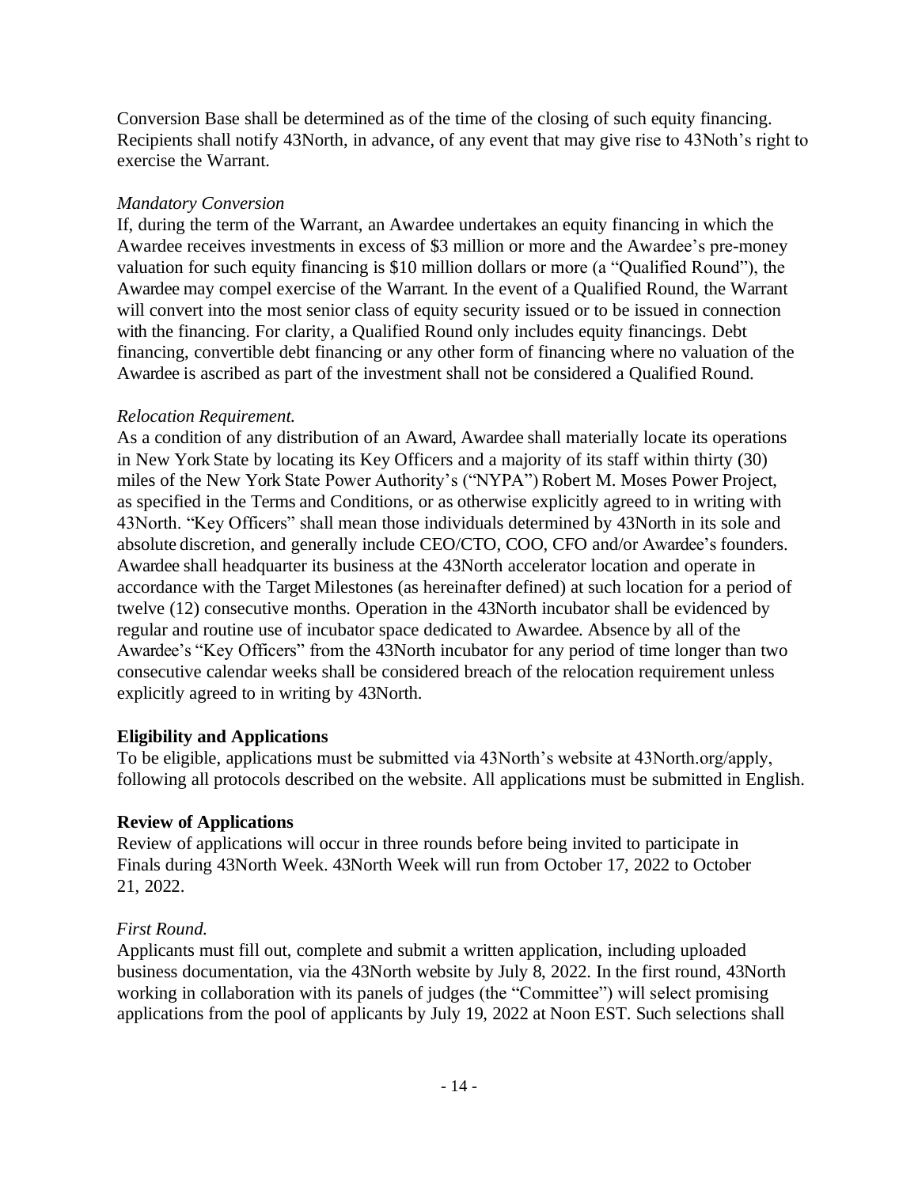Conversion Base shall be determined as of the time of the closing of such equity financing. Recipients shall notify 43North, in advance, of any event that may give rise to 43Noth's right to exercise the Warrant.

*Mandatory Conversion*

If, during the term of the Warrant, an Awardee undertakes an equity financing in which the Awardee receives investments in excess of $3 million or more and the Awardee's pre-money valuation for such equity financing is $10 million dollars or more (a "Qualified Round"), the Awardee may compel exercise of the Warrant. In the event of a Qualified Round, the Warrant will convert into the most senior class of equity security issued or to be issued in connection with the financing. For clarity, a Qualified Round only includes equity financings. Debt financing, convertible debt financing or any other form of financing where no valuation of the Awardee is ascribed as part of the investment shall not be considered a Qualified Round.

*Relocation Requirement.*

As a condition of any distribution of an Award, Awardee shall materially locate its operations in New York State by locating its Key Officers and a majority of its staff within thirty (30) miles of the New York State Power Authority's ("NYPA") Robert M. Moses Power Project, as specified in the Terms and Conditions, or as otherwise explicitly agreed to in writing with 43North. "Key Officers" shall mean those individuals determined by 43North in its sole and absolute discretion, and generally include CEO/CTO, COO, CFO and/or Awardee's founders. Awardee shall headquarter its business at the 43North accelerator location and operate in accordance with the Target Milestones (as hereinafter defined) at such location for a period of twelve (12) consecutive months. Operation in the 43North incubator shall be evidenced by regular and routine use of incubator space dedicated to Awardee. Absence by all of the Awardee's "Key Officers" from the 43North incubator for any period of time longer than two consecutive calendar weeks shall be considered breach of the relocation requirement unless explicitly agreed to in writing by 43North.

**Eligibility and Applications**

To be eligible, applications must be submitted via 43North's website at 43North.org/apply, following all protocols described on the website. All applications must be submitted in English.

**Review of Applications**

Review of applications will occur in three rounds before being invited to participate in Finals during 43North Week. 43North Week will run from October 17, 2022 to October 21, 2022.

*First Round.*

Applicants must fill out, complete and submit a written application, including uploaded business documentation, via the 43North website by July 8, 2022. In the first round, 43North working in collaboration with its panels of judges (the "Committee") will select promising applications from the pool of applicants by July 19, 2022 at Noon EST. Such selections shall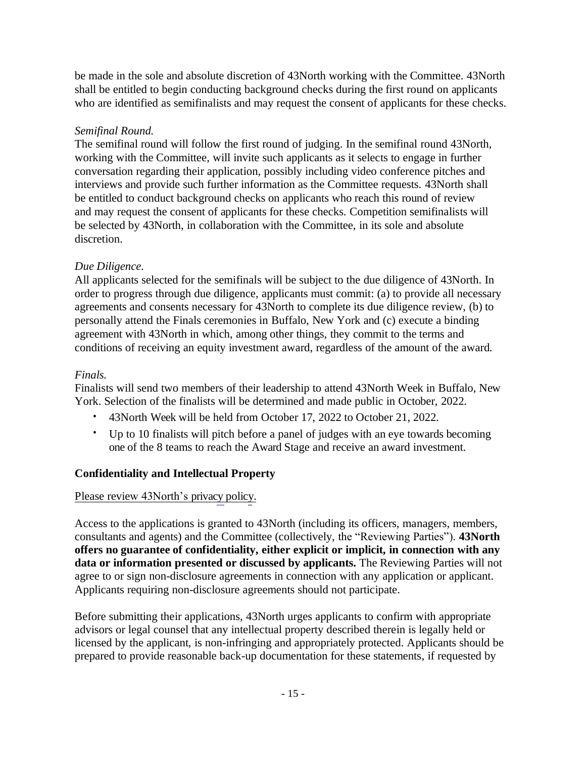be made in the sole and absolute discretion of 43North working with the Committee. 43North shall be entitled to begin conducting background checks during the first round on applicants who are identified as semifinalists and may request the consent of applicants for these checks.

*Semifinal Round.*

The semifinal round will follow the first round of judging. In the semifinal round 43North, working with the Committee, will invite such applicants as it selects to engage in further conversation regarding their application, possibly including video conference pitches and interviews and provide such further information as the Committee requests. 43North shall be entitled to conduct background checks on applicants who reach this round of review and may request the consent of applicants for these checks. Competition semifinalists will be selected by 43North, in collaboration with the Committee, in its sole and absolute discretion.

*Due Diligence.*

All applicants selected for the semifinals will be subject to the due diligence of 43North. In order to progress through due diligence, applicants must commit: (a) to provide all necessary agreements and consents necessary for 43North to complete its due diligence review, (b) to personally attend the Finals ceremonies in Buffalo, New York and (c) execute a binding agreement with 43North in which, among other things, they commit to the terms and conditions of receiving an equity investment award, regardless of the amount of the award.

*Finals.*

Finalists will send two members of their leadership to attend 43North Week in Buffalo, New York. Selection of the finalists will be determined and made public in October, 2022.

- 43North Week will be held from October 17, 2022 to October 21, 2022.
- Up to 10 finalists will pitch before a panel of judges with an eye towards becoming one of the 8 teams to reach the Award Stage and receive an award investment.

**Confidentiality and Intellectual Property**

Please review 43North's privacy policy.

Access to the applications is granted to 43North (including its officers, managers, members, consultants and agents) and the Committee (collectively, the "Reviewing Parties"). **43North offers no guarantee of confidentiality, either explicit or implicit, in connection with any data or information presented or discussed by applicants.** The Reviewing Parties will not agree to or sign non-disclosure agreements in connection with any application or applicant. Applicants requiring non-disclosure agreements should not participate.

Before submitting their applications, 43North urges applicants to confirm with appropriate advisors or legal counsel that any intellectual property described therein is legally held or licensed by the applicant, is non-infringing and appropriately protected. Applicants should be prepared to provide reasonable back-up documentation for these statements, if requested by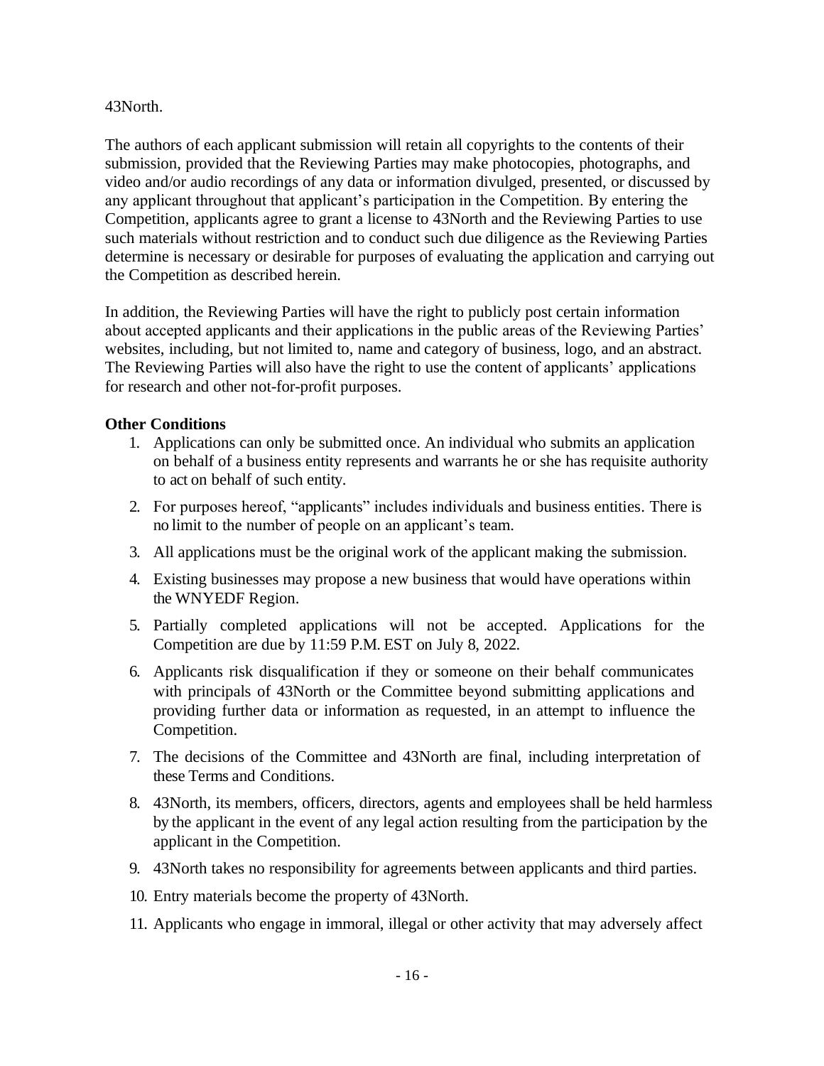43North.

The authors of each applicant submission will retain all copyrights to the contents of their submission, provided that the Reviewing Parties may make photocopies, photographs, and video and/or audio recordings of any data or information divulged, presented, or discussed by any applicant throughout that applicant's participation in the Competition. By entering the Competition, applicants agree to grant a license to 43North and the Reviewing Parties to use such materials without restriction and to conduct such due diligence as the Reviewing Parties determine is necessary or desirable for purposes of evaluating the application and carrying out the Competition as described herein.

In addition, the Reviewing Parties will have the right to publicly post certain information about accepted applicants and their applications in the public areas of the Reviewing Parties' websites, including, but not limited to, name and category of business, logo, and an abstract. The Reviewing Parties will also have the right to use the content of applicants' applications for research and other not-for-profit purposes.

**Other Conditions**

1. Applications can only be submitted once. An individual who submits an application on behalf of a business entity represents and warrants he or she has requisite authority to act on behalf of such entity.
2. For purposes hereof, "applicants" includes individuals and business entities. There is no limit to the number of people on an applicant's team.
3. All applications must be the original work of the applicant making the submission.
4. Existing businesses may propose a new business that would have operations within the WNYEDF Region.
5. Partially completed applications will not be accepted. Applications for the Competition are due by 11:59 P.M. EST on July 8, 2022.
6. Applicants risk disqualification if they or someone on their behalf communicates with principals of 43North or the Committee beyond submitting applications and providing further data or information as requested, in an attempt to influence the Competition.
7. The decisions of the Committee and 43North are final, including interpretation of these Terms and Conditions.
8. 43North, its members, officers, directors, agents and employees shall be held harmless by the applicant in the event of any legal action resulting from the participation by the applicant in the Competition.
9. 43North takes no responsibility for agreements between applicants and third parties.
10. Entry materials become the property of 43North.
11. Applicants who engage in immoral, illegal or other activity that may adversely affect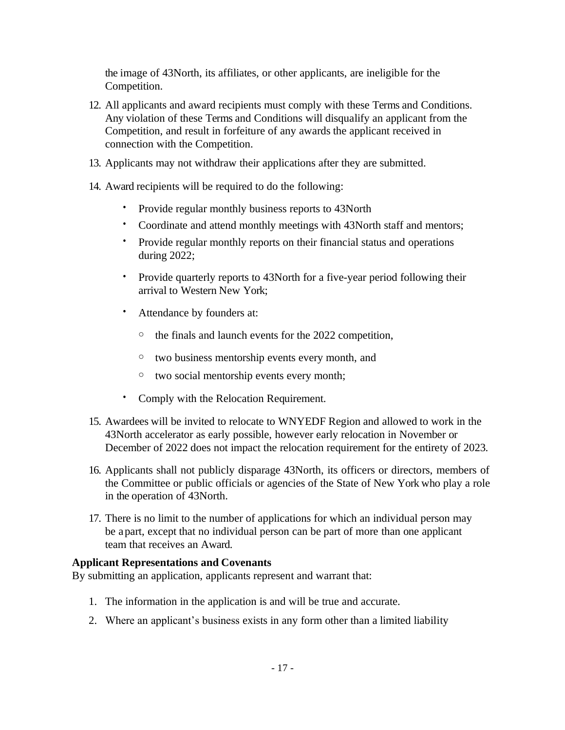the image of 43North, its affiliates, or other applicants, are ineligible for the Competition.

12. All applicants and award recipients must comply with these Terms and Conditions. Any violation of these Terms and Conditions will disqualify an applicant from the Competition, and result in forfeiture of any awards the applicant received in connection with the Competition.

13. Applicants may not withdraw their applications after they are submitted.

14. Award recipients will be required to do the following:

    - Provide regular monthly business reports to 43North
    - Coordinate and attend monthly meetings with 43North staff and mentors;
    - Provide regular monthly reports on their financial status and operations during 2022;
    - Provide quarterly reports to 43North for a five-year period following their arrival to Western New York;
    - Attendance by founders at:
        - the finals and launch events for the 2022 competition,
        - two business mentorship events every month, and
        - two social mentorship events every month;
    - Comply with the Relocation Requirement.

15. Awardees will be invited to relocate to WNYEDF Region and allowed to work in the 43North accelerator as early possible, however early relocation in November or December of 2022 does not impact the relocation requirement for the entirety of 2023.

16. Applicants shall not publicly disparage 43North, its officers or directors, members of the Committee or public officials or agencies of the State of New York who play a role in the operation of 43North.

17. There is no limit to the number of applications for which an individual person may be a part, except that no individual person can be part of more than one applicant team that receives an Award.

**Applicant Representations and Covenants**

By submitting an application, applicants represent and warrant that:

1. The information in the application is and will be true and accurate.
2. Where an applicant's business exists in any form other than a limited liability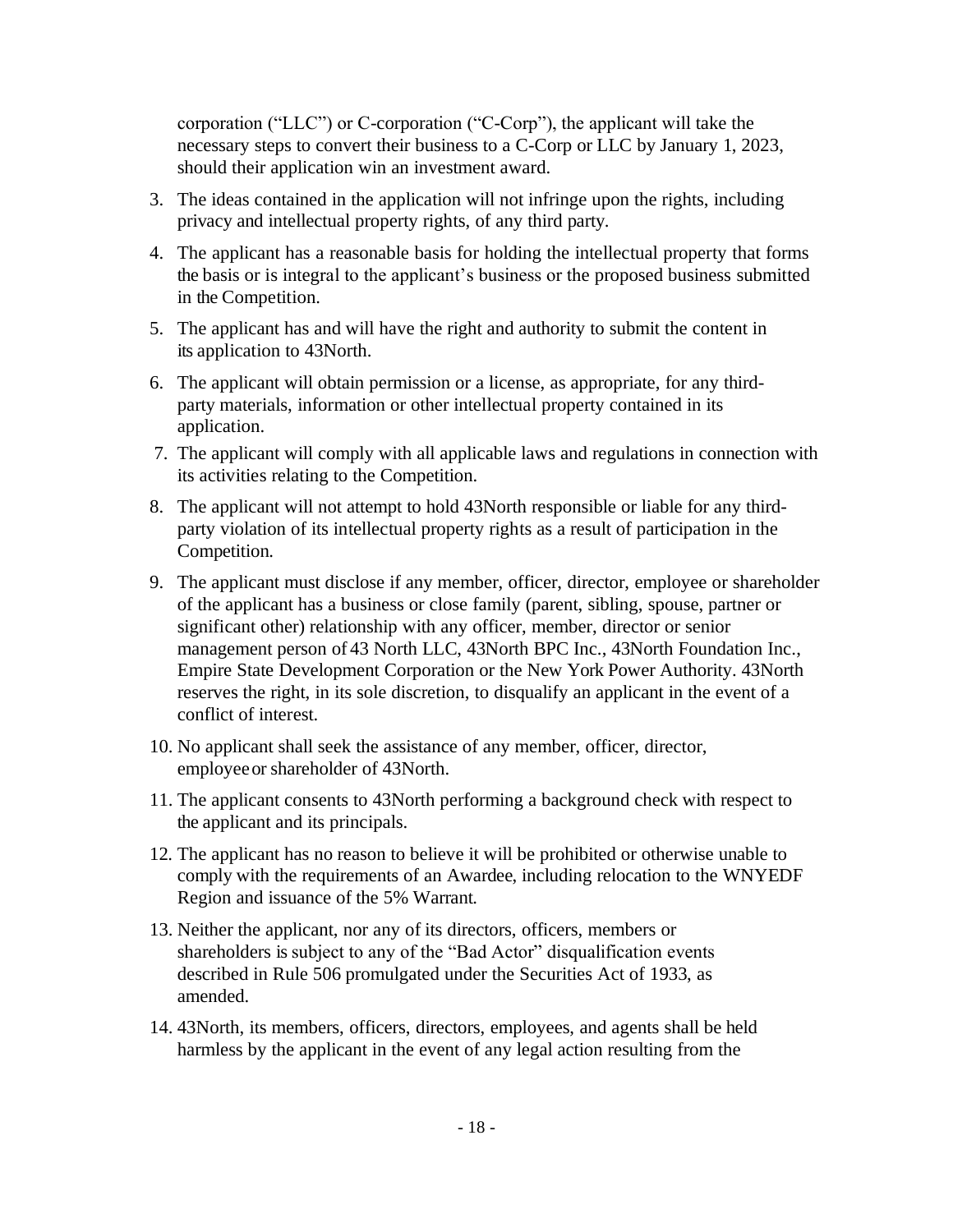corporation ("LLC") or C-corporation ("C-Corp"), the applicant will take the necessary steps to convert their business to a C-Corp or LLC by January 1, 2023, should their application win an investment award.

3. The ideas contained in the application will not infringe upon the rights, including privacy and intellectual property rights, of any third party.
4. The applicant has a reasonable basis for holding the intellectual property that forms the basis or is integral to the applicant's business or the proposed business submitted in the Competition.
5. The applicant has and will have the right and authority to submit the content in its application to 43North.
6. The applicant will obtain permission or a license, as appropriate, for any third-party materials, information or other intellectual property contained in its application.
7. The applicant will comply with all applicable laws and regulations in connection with its activities relating to the Competition.
8. The applicant will not attempt to hold 43North responsible or liable for any third-party violation of its intellectual property rights as a result of participation in the Competition.
9. The applicant must disclose if any member, officer, director, employee or shareholder of the applicant has a business or close family (parent, sibling, spouse, partner or significant other) relationship with any officer, member, director or senior management person of 43 North LLC, 43North BPC Inc., 43North Foundation Inc., Empire State Development Corporation or the New York Power Authority. 43North reserves the right, in its sole discretion, to disqualify an applicant in the event of a conflict of interest.
10. No applicant shall seek the assistance of any member, officer, director, employee or shareholder of 43North.
11. The applicant consents to 43North performing a background check with respect to the applicant and its principals.
12. The applicant has no reason to believe it will be prohibited or otherwise unable to comply with the requirements of an Awardee, including relocation to the WNYEDF Region and issuance of the 5% Warrant.
13. Neither the applicant, nor any of its directors, officers, members or shareholders is subject to any of the "Bad Actor" disqualification events described in Rule 506 promulgated under the Securities Act of 1933, as amended.
14. 43North, its members, officers, directors, employees, and agents shall be held harmless by the applicant in the event of any legal action resulting from the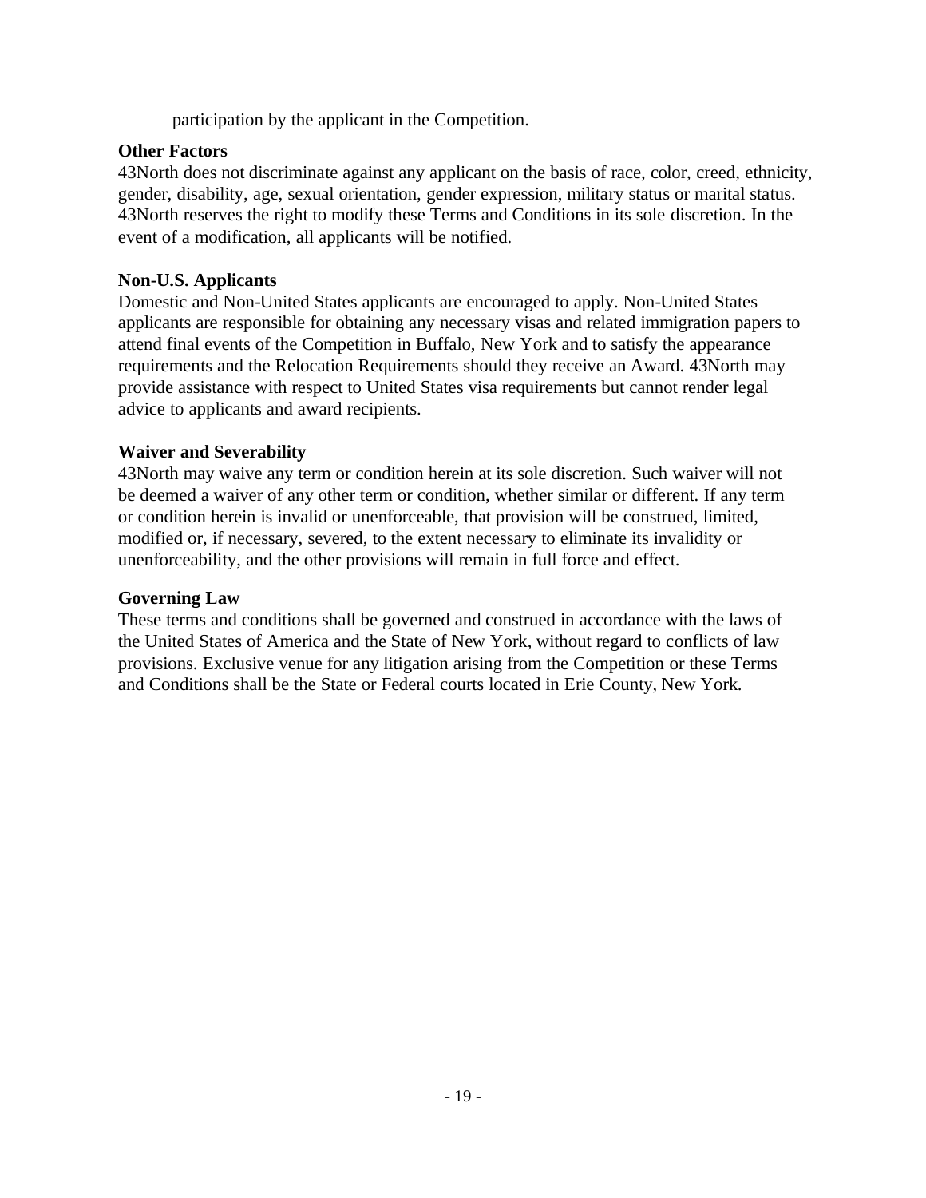participation by the applicant in the Competition.

**Other Factors**

43North does not discriminate against any applicant on the basis of race, color, creed, ethnicity, gender, disability, age, sexual orientation, gender expression, military status or marital status. 43North reserves the right to modify these Terms and Conditions in its sole discretion. In the event of a modification, all applicants will be notified.

**Non-U.S. Applicants**

Domestic and Non-United States applicants are encouraged to apply. Non-United States applicants are responsible for obtaining any necessary visas and related immigration papers to attend final events of the Competition in Buffalo, New York and to satisfy the appearance requirements and the Relocation Requirements should they receive an Award. 43North may provide assistance with respect to United States visa requirements but cannot render legal advice to applicants and award recipients.

**Waiver and Severability**

43North may waive any term or condition herein at its sole discretion. Such waiver will not be deemed a waiver of any other term or condition, whether similar or different. If any term or condition herein is invalid or unenforceable, that provision will be construed, limited, modified or, if necessary, severed, to the extent necessary to eliminate its invalidity or unenforceability, and the other provisions will remain in full force and effect.

**Governing Law**

These terms and conditions shall be governed and construed in accordance with the laws of the United States of America and the State of New York, without regard to conflicts of law provisions. Exclusive venue for any litigation arising from the Competition or these Terms and Conditions shall be the State or Federal courts located in Erie County, New York.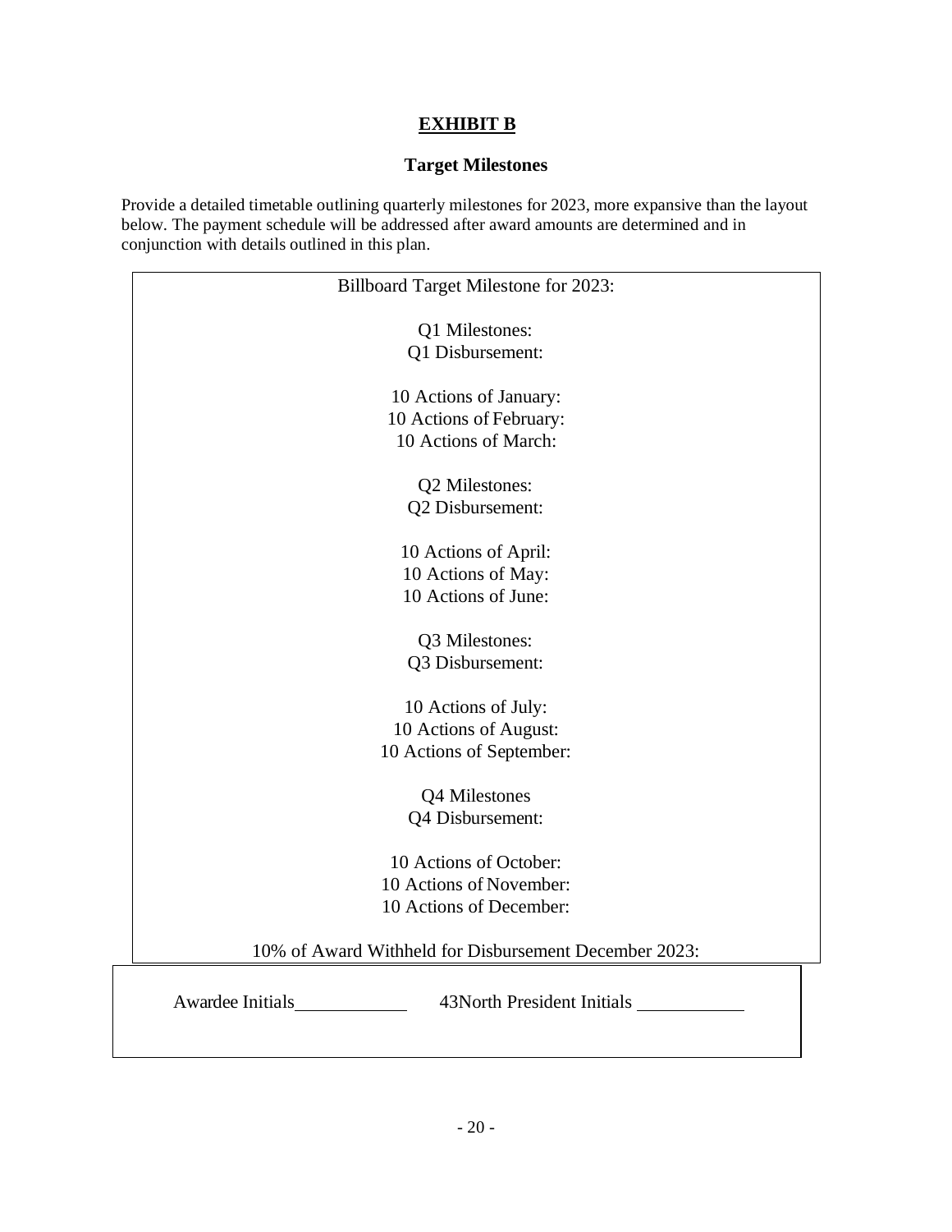# EXHIBIT B

## Target Milestones

Provide a detailed timetable outlining quarterly milestones for 2023, more expansive than the layout below. The payment schedule will be addressed after award amounts are determined and in conjunction with details outlined in this plan.

Billboard Target Milestone for 2023:

Q1 Milestones:
Q1 Disbursement:

10 Actions of January:
10 Actions of February:
10 Actions of March:

Q2 Milestones:
Q2 Disbursement:

10 Actions of April:
10 Actions of May:
10 Actions of June:

Q3 Milestones:
Q3 Disbursement:

10 Actions of July:
10 Actions of August:
10 Actions of September:

Q4 Milestones
Q4 Disbursement:

10 Actions of October:
10 Actions of November:
10 Actions of December:

10% of Award Withheld for Disbursement December 2023:

Awardee Initials____________ 43North President Initials ____________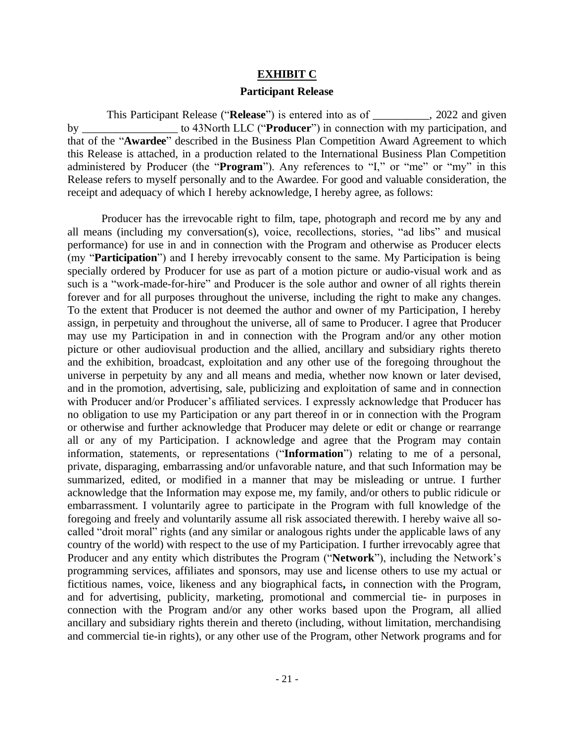**EXHIBIT C**

**Participant Release**

This Participant Release ("**Release**") is entered into as of __________, 2022 and given by _________________ to 43North LLC ("**Producer**") in connection with my participation, and that of the "**Awardee**" described in the Business Plan Competition Award Agreement to which this Release is attached, in a production related to the International Business Plan Competition administered by Producer (the "**Program**"). Any references to "I," or "me" or "my" in this Release refers to myself personally and to the Awardee. For good and valuable consideration, the receipt and adequacy of which I hereby acknowledge, I hereby agree, as follows:

Producer has the irrevocable right to film, tape, photograph and record me by any and all means (including my conversation(s), voice, recollections, stories, "ad libs" and musical performance) for use in and in connection with the Program and otherwise as Producer elects (my "**Participation**") and I hereby irrevocably consent to the same. My Participation is being specially ordered by Producer for use as part of a motion picture or audio-visual work and as such is a "work-made-for-hire" and Producer is the sole author and owner of all rights therein forever and for all purposes throughout the universe, including the right to make any changes. To the extent that Producer is not deemed the author and owner of my Participation, I hereby assign, in perpetuity and throughout the universe, all of same to Producer. I agree that Producer may use my Participation in and in connection with the Program and/or any other motion picture or other audiovisual production and the allied, ancillary and subsidiary rights thereto and the exhibition, broadcast, exploitation and any other use of the foregoing throughout the universe in perpetuity by any and all means and media, whether now known or later devised, and in the promotion, advertising, sale, publicizing and exploitation of same and in connection with Producer and/or Producer's affiliated services. I expressly acknowledge that Producer has no obligation to use my Participation or any part thereof in or in connection with the Program or otherwise and further acknowledge that Producer may delete or edit or change or rearrange all or any of my Participation. I acknowledge and agree that the Program may contain information, statements, or representations ("**Information**") relating to me of a personal, private, disparaging, embarrassing and/or unfavorable nature, and that such Information may be summarized, edited, or modified in a manner that may be misleading or untrue. I further acknowledge that the Information may expose me, my family, and/or others to public ridicule or embarrassment. I voluntarily agree to participate in the Program with full knowledge of the foregoing and freely and voluntarily assume all risk associated therewith. I hereby waive all so-called "droit moral" rights (and any similar or analogous rights under the applicable laws of any country of the world) with respect to the use of my Participation. I further irrevocably agree that Producer and any entity which distributes the Program ("**Network**"), including the Network's programming services, affiliates and sponsors, may use and license others to use my actual or fictitious names, voice, likeness and any biographical facts**,** in connection with the Program, and for advertising, publicity, marketing, promotional and commercial tie- in purposes in connection with the Program and/or any other works based upon the Program, all allied ancillary and subsidiary rights therein and thereto (including, without limitation, merchandising and commercial tie-in rights), or any other use of the Program, other Network programs and for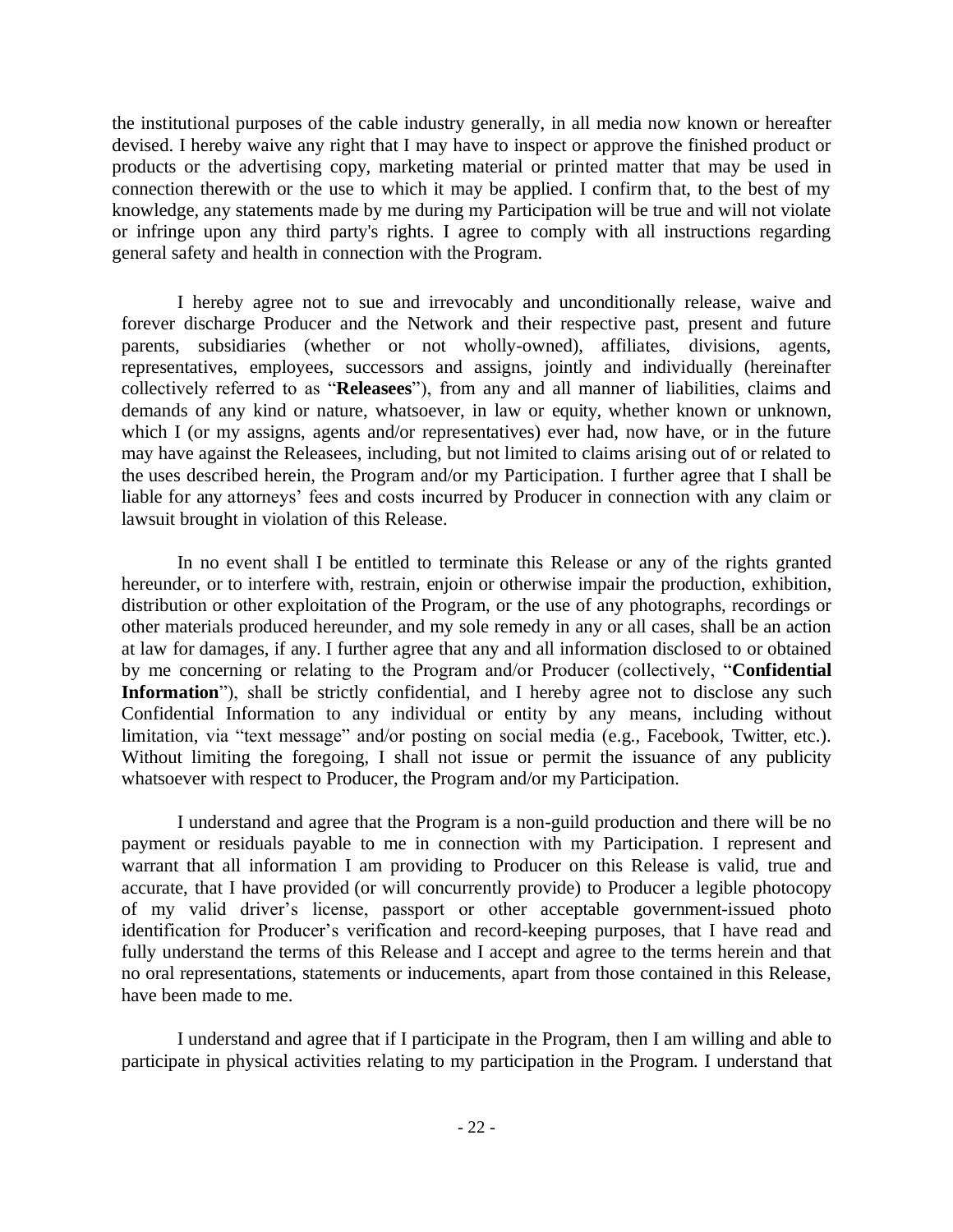the institutional purposes of the cable industry generally, in all media now known or hereafter devised. I hereby waive any right that I may have to inspect or approve the finished product or products or the advertising copy, marketing material or printed matter that may be used in connection therewith or the use to which it may be applied. I confirm that, to the best of my knowledge, any statements made by me during my Participation will be true and will not violate or infringe upon any third party's rights. I agree to comply with all instructions regarding general safety and health in connection with the Program.

I hereby agree not to sue and irrevocably and unconditionally release, waive and forever discharge Producer and the Network and their respective past, present and future parents, subsidiaries (whether or not wholly-owned), affiliates, divisions, agents, representatives, employees, successors and assigns, jointly and individually (hereinafter collectively referred to as "**Releasees**"), from any and all manner of liabilities, claims and demands of any kind or nature, whatsoever, in law or equity, whether known or unknown, which I (or my assigns, agents and/or representatives) ever had, now have, or in the future may have against the Releasees, including, but not limited to claims arising out of or related to the uses described herein, the Program and/or my Participation. I further agree that I shall be liable for any attorneys' fees and costs incurred by Producer in connection with any claim or lawsuit brought in violation of this Release.

In no event shall I be entitled to terminate this Release or any of the rights granted hereunder, or to interfere with, restrain, enjoin or otherwise impair the production, exhibition, distribution or other exploitation of the Program, or the use of any photographs, recordings or other materials produced hereunder, and my sole remedy in any or all cases, shall be an action at law for damages, if any. I further agree that any and all information disclosed to or obtained by me concerning or relating to the Program and/or Producer (collectively, "**Confidential Information**"), shall be strictly confidential, and I hereby agree not to disclose any such Confidential Information to any individual or entity by any means, including without limitation, via "text message" and/or posting on social media (e.g., Facebook, Twitter, etc.). Without limiting the foregoing, I shall not issue or permit the issuance of any publicity whatsoever with respect to Producer, the Program and/or my Participation.

I understand and agree that the Program is a non-guild production and there will be no payment or residuals payable to me in connection with my Participation. I represent and warrant that all information I am providing to Producer on this Release is valid, true and accurate, that I have provided (or will concurrently provide) to Producer a legible photocopy of my valid driver's license, passport or other acceptable government-issued photo identification for Producer's verification and record-keeping purposes, that I have read and fully understand the terms of this Release and I accept and agree to the terms herein and that no oral representations, statements or inducements, apart from those contained in this Release, have been made to me.

I understand and agree that if I participate in the Program, then I am willing and able to participate in physical activities relating to my participation in the Program. I understand that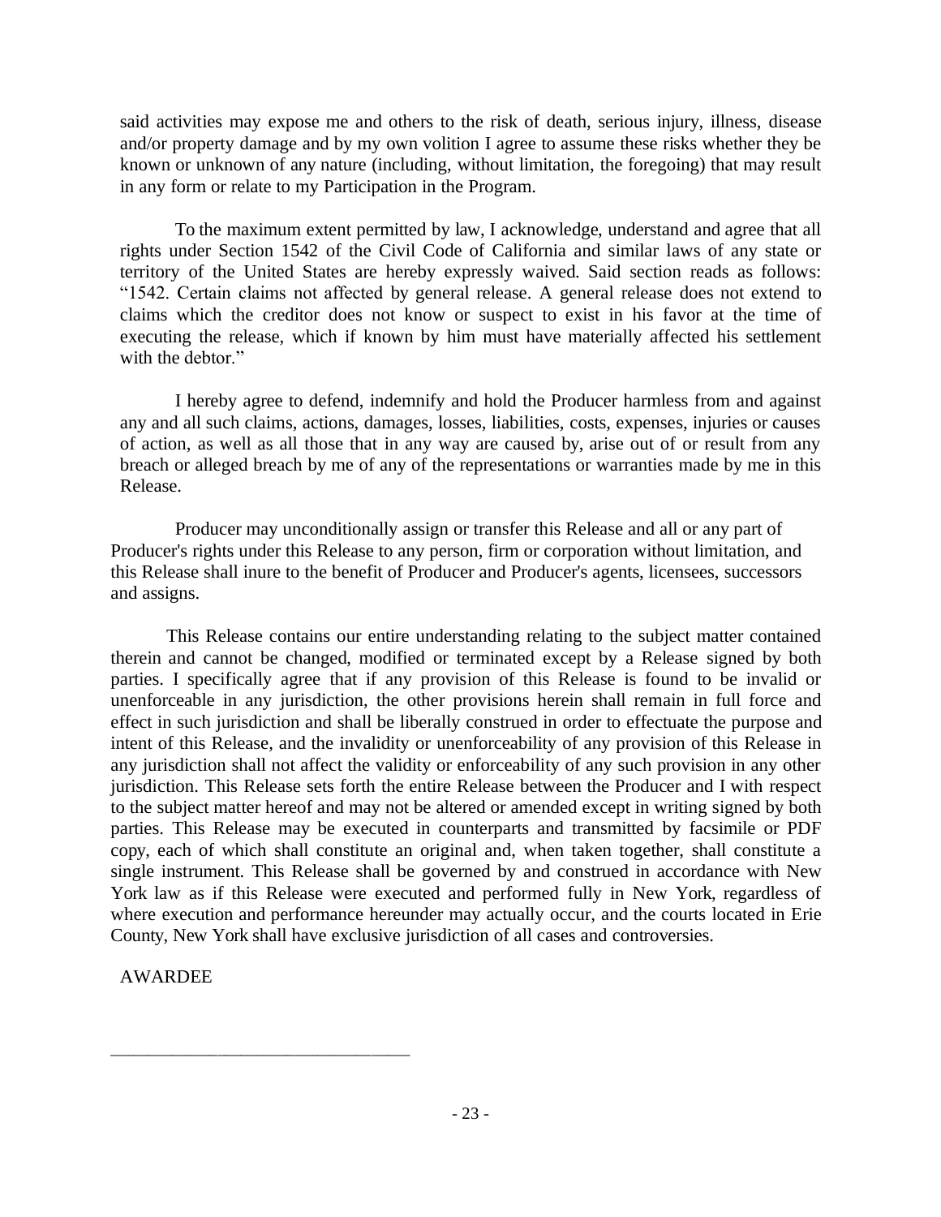said activities may expose me and others to the risk of death, serious injury, illness, disease and/or property damage and by my own volition I agree to assume these risks whether they be known or unknown of any nature (including, without limitation, the foregoing) that may result in any form or relate to my Participation in the Program.

To the maximum extent permitted by law, I acknowledge, understand and agree that all rights under Section 1542 of the Civil Code of California and similar laws of any state or territory of the United States are hereby expressly waived. Said section reads as follows: "1542. Certain claims not affected by general release. A general release does not extend to claims which the creditor does not know or suspect to exist in his favor at the time of executing the release, which if known by him must have materially affected his settlement with the debtor."

I hereby agree to defend, indemnify and hold the Producer harmless from and against any and all such claims, actions, damages, losses, liabilities, costs, expenses, injuries or causes of action, as well as all those that in any way are caused by, arise out of or result from any breach or alleged breach by me of any of the representations or warranties made by me in this Release.

Producer may unconditionally assign or transfer this Release and all or any part of Producer's rights under this Release to any person, firm or corporation without limitation, and this Release shall inure to the benefit of Producer and Producer's agents, licensees, successors and assigns.

This Release contains our entire understanding relating to the subject matter contained therein and cannot be changed, modified or terminated except by a Release signed by both parties. I specifically agree that if any provision of this Release is found to be invalid or unenforceable in any jurisdiction, the other provisions herein shall remain in full force and effect in such jurisdiction and shall be liberally construed in order to effectuate the purpose and intent of this Release, and the invalidity or unenforceability of any provision of this Release in any jurisdiction shall not affect the validity or enforceability of any such provision in any other jurisdiction. This Release sets forth the entire Release between the Producer and I with respect to the subject matter hereof and may not be altered or amended except in writing signed by both parties. This Release may be executed in counterparts and transmitted by facsimile or PDF copy, each of which shall constitute an original and, when taken together, shall constitute a single instrument. This Release shall be governed by and construed in accordance with New York law as if this Release were executed and performed fully in New York, regardless of where execution and performance hereunder may actually occur, and the courts located in Erie County, New York shall have exclusive jurisdiction of all cases and controversies.

AWARDEE

\_\_\_\_\_\_\_\_\_\_\_\_\_\_\_\_\_\_\_\_\_\_\_\_\_\_\_\_\_\_\_\_\_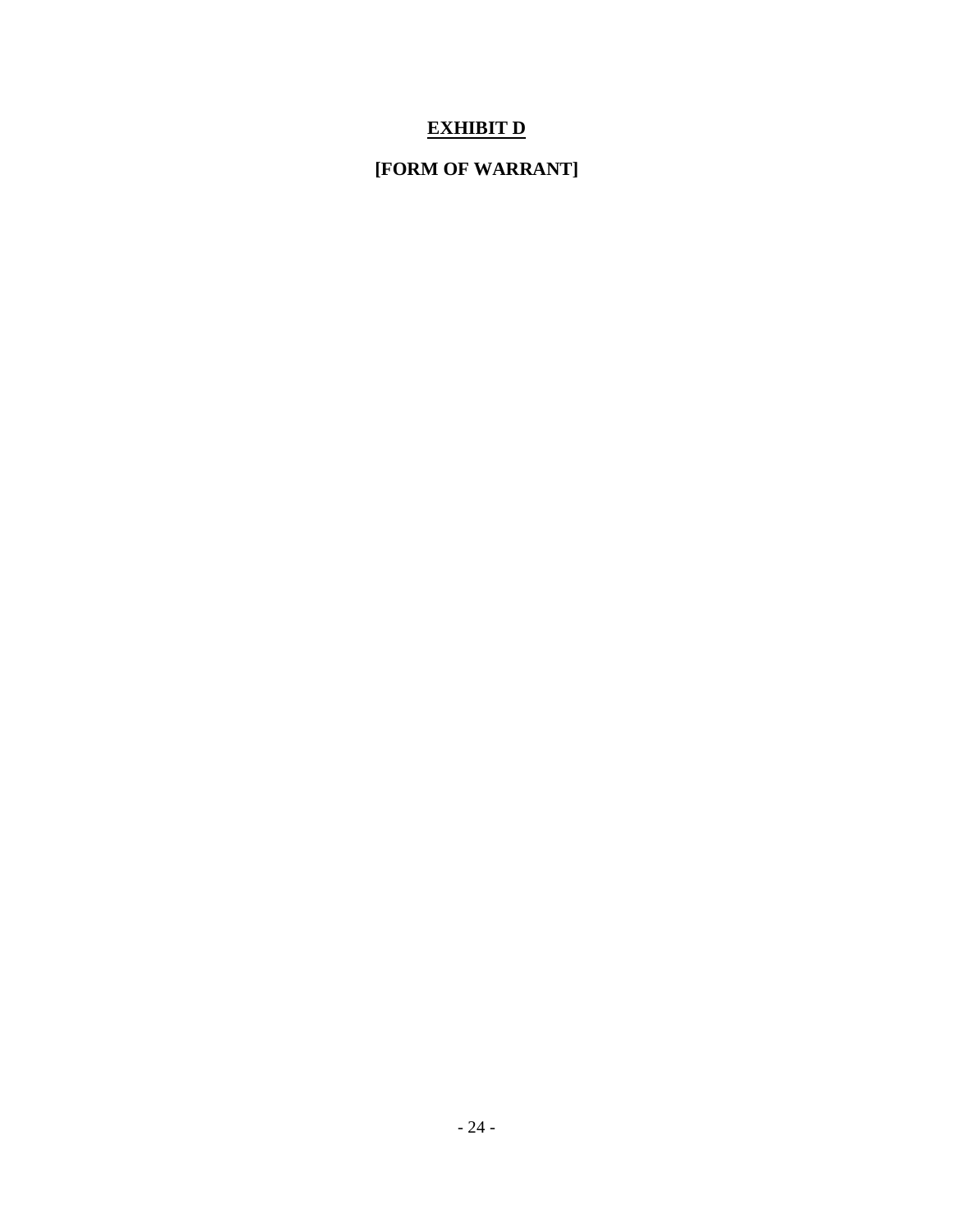# EXHIBIT D

**[FORM OF WARRANT]**